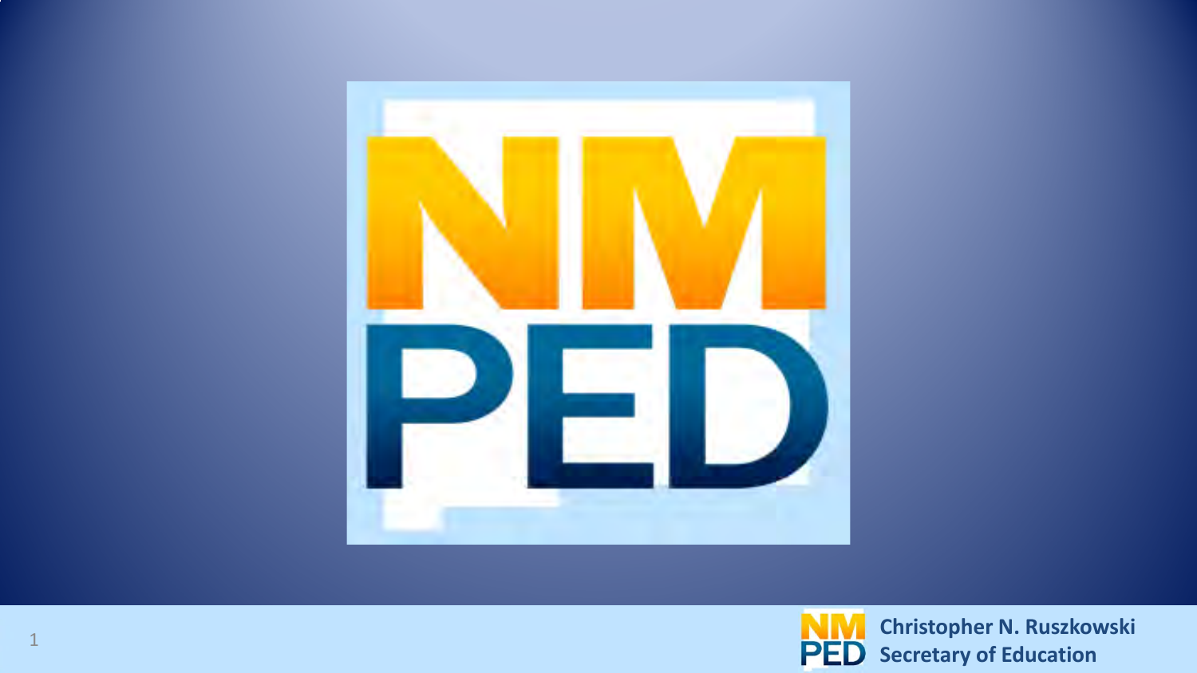# NM PED

Christopher N. Ruszkowski
Secretary of Education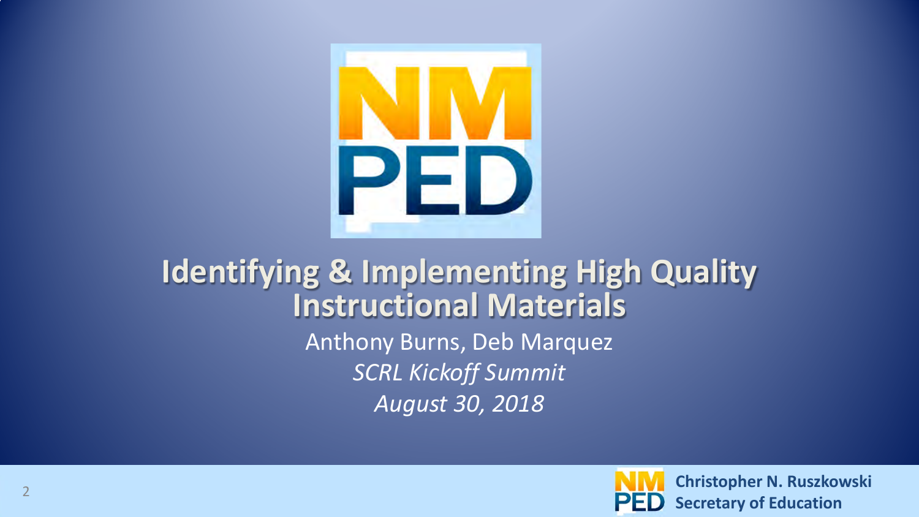# Identifying & Implementing High Quality Instructional Materials

Anthony Burns, Deb Marquez

*SCRL Kickoff Summit*

*August 30, 2018*

**Christopher N. Ruszkowski**
**Secretary of Education**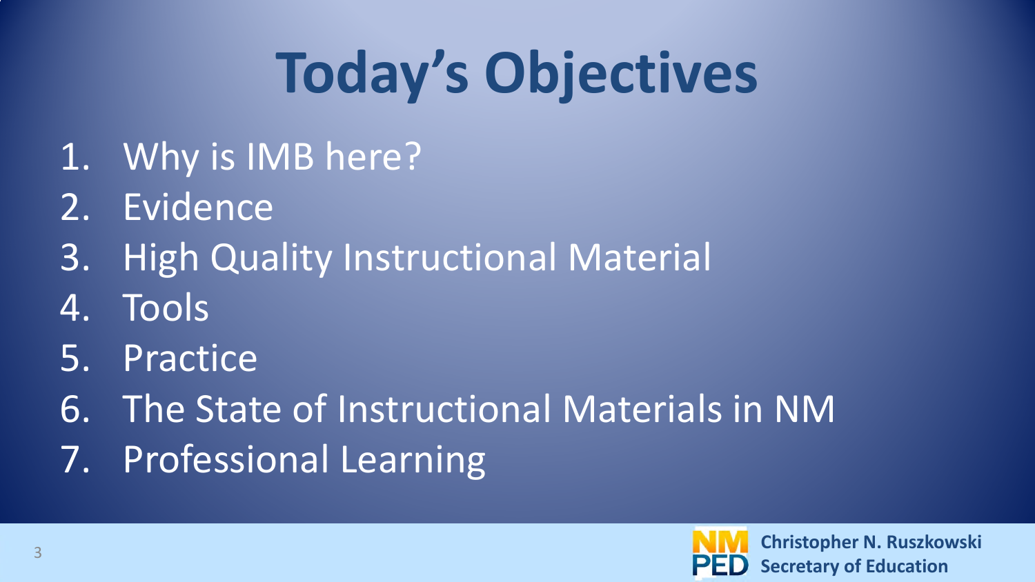# Today's Objectives

1. Why is IMB here?
2. Evidence
3. High Quality Instructional Material
4. Tools
5. Practice
6. The State of Instructional Materials in NM
7. Professional Learning

**Christopher N. Ruszkowski**
**Secretary of Education**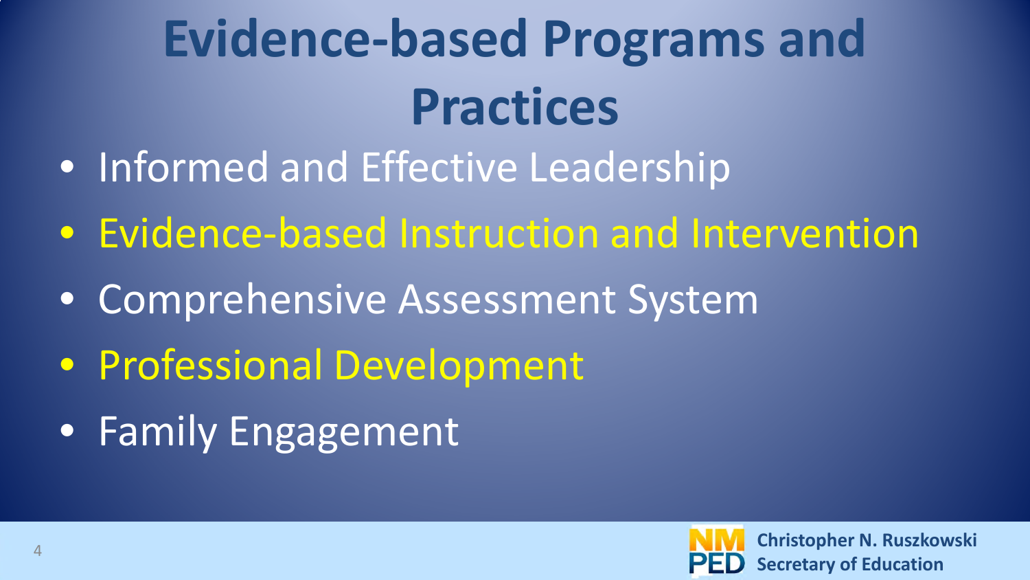# Evidence-based Programs and Practices

- Informed and Effective Leadership
- Evidence-based Instruction and Intervention
- Comprehensive Assessment System
- Professional Development
- Family Engagement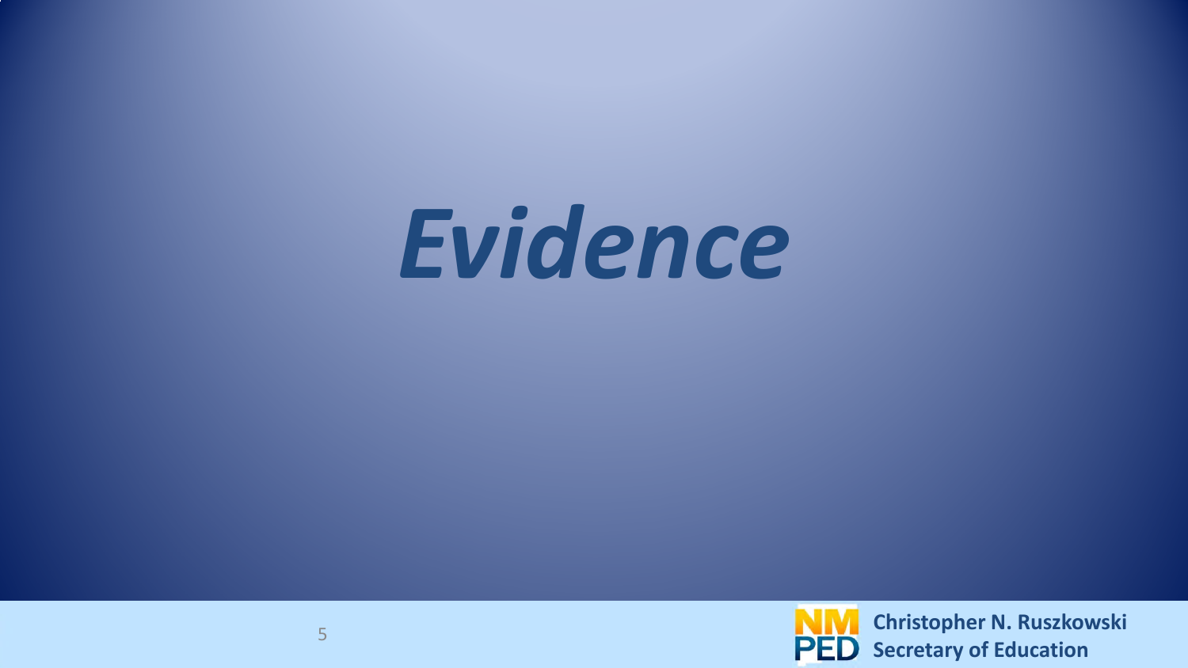# *Evidence*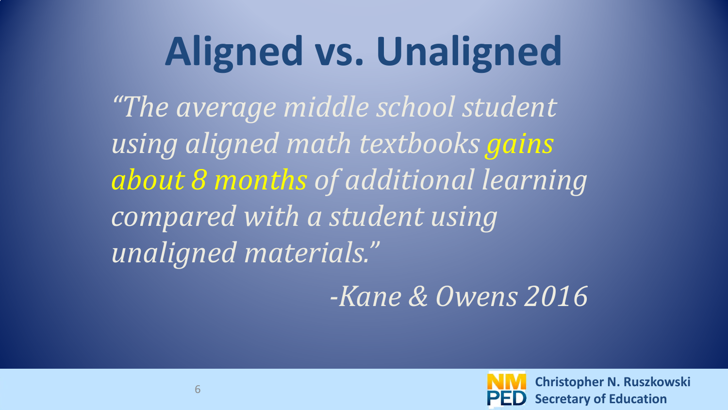# Aligned vs. Unaligned

*"The average middle school student using aligned math textbooks gains about 8 months of additional learning compared with a student using unaligned materials."*

*-Kane & Owens 2016*

**Christopher N. Ruszkowski**
**Secretary of Education**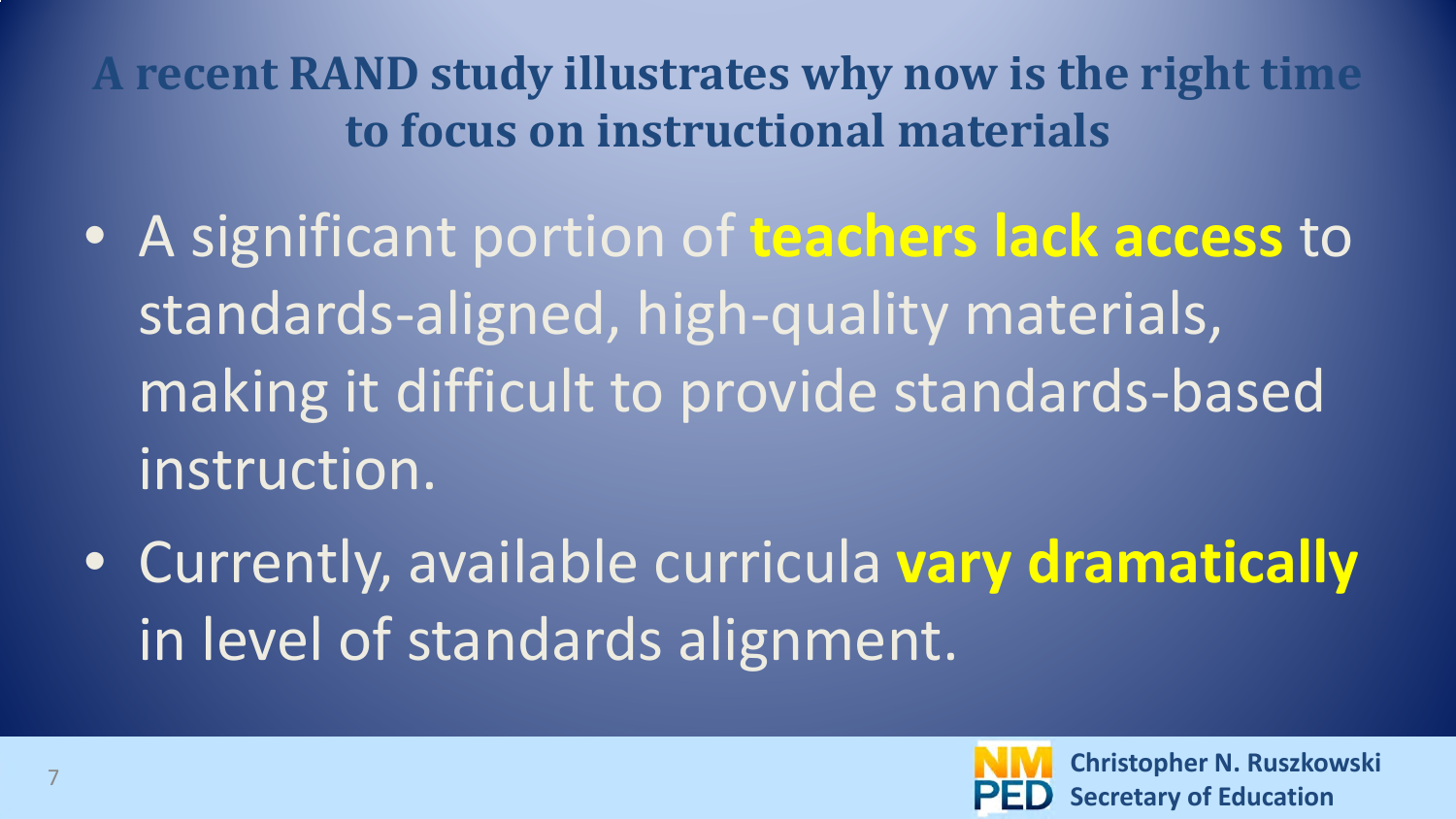## A recent RAND study illustrates why now is the right time to focus on instructional materials

- A significant portion of **teachers lack access** to standards-aligned, high-quality materials, making it difficult to provide standards-based instruction.
- Currently, available curricula **vary dramatically** in level of standards alignment.

**Christopher N. Ruszkowski**
**Secretary of Education**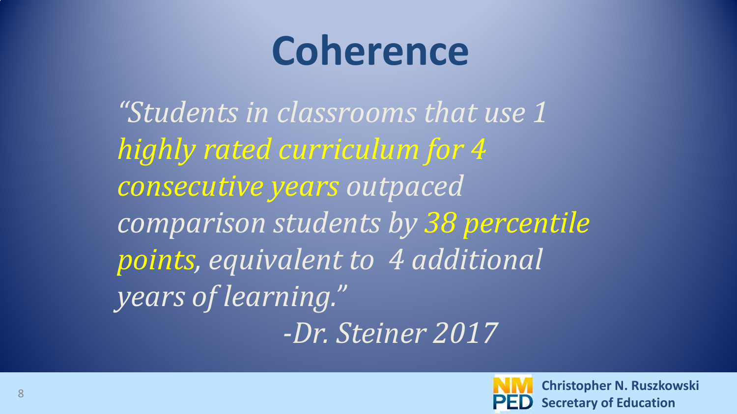# Coherence

*"Students in classrooms that use 1 highly rated curriculum for 4 consecutive years outpaced comparison students by 38 percentile points, equivalent to  4 additional years of learning."*

*-Dr. Steiner 2017*

**Christopher N. Ruszkowski**
**Secretary of Education**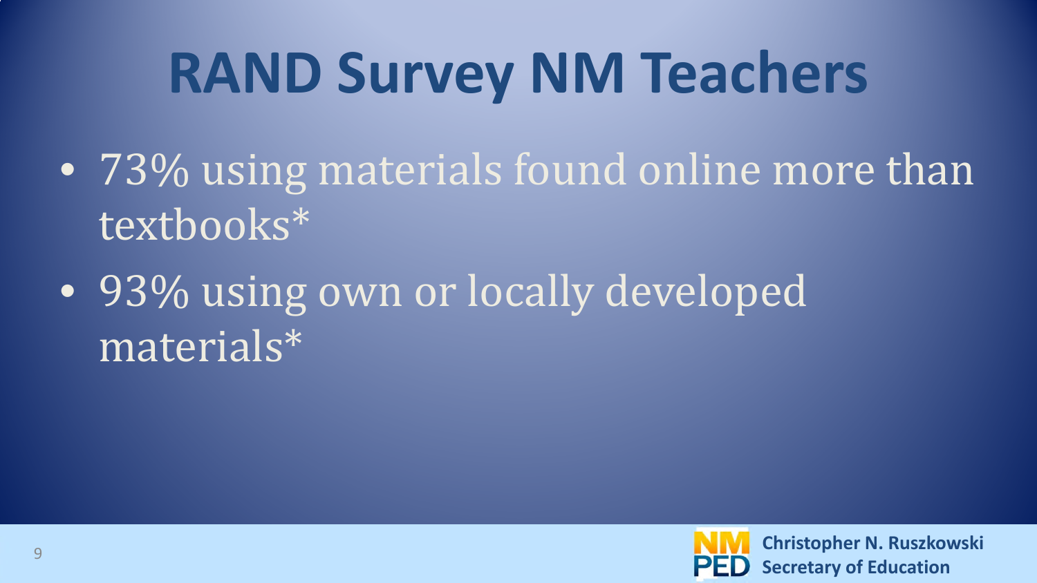# RAND Survey NM Teachers

- 73% using materials found online more than textbooks*
- 93% using own or locally developed materials*

Christopher N. Ruszkowski
Secretary of Education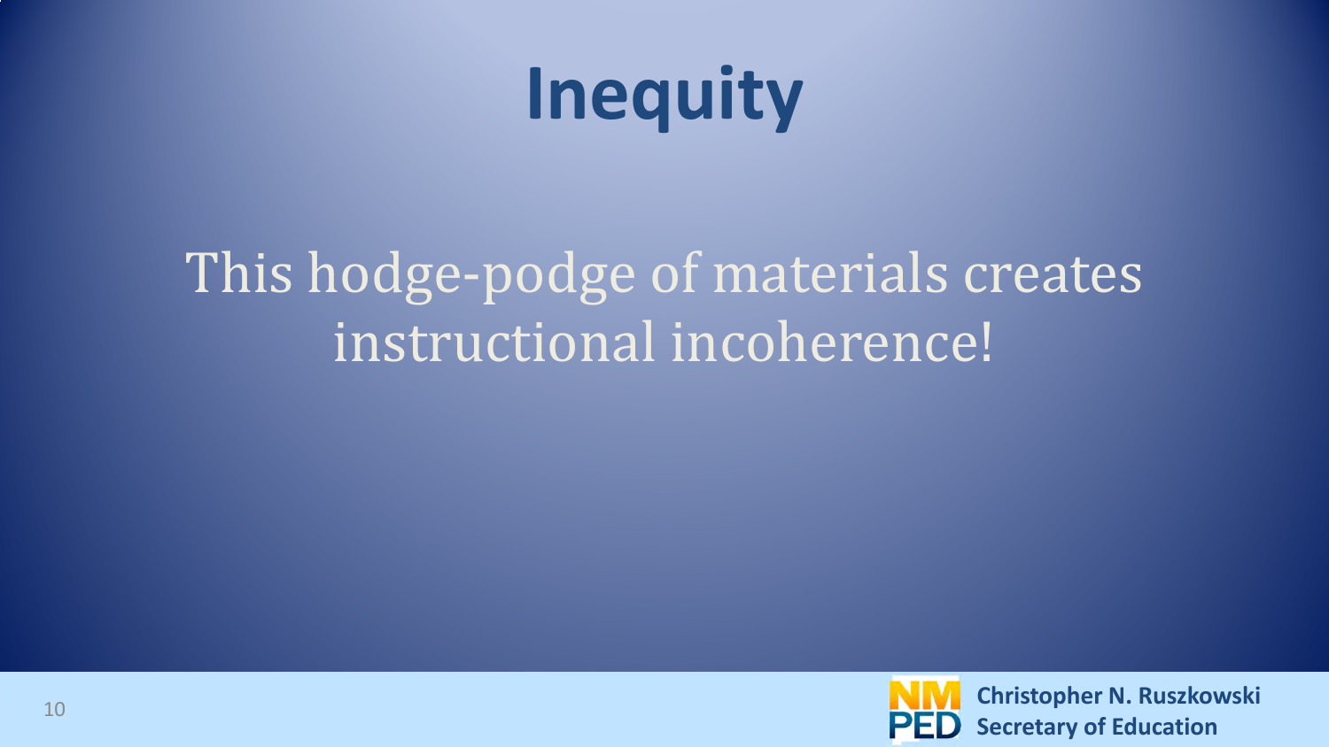# Inequity

This hodge-podge of materials creates instructional incoherence!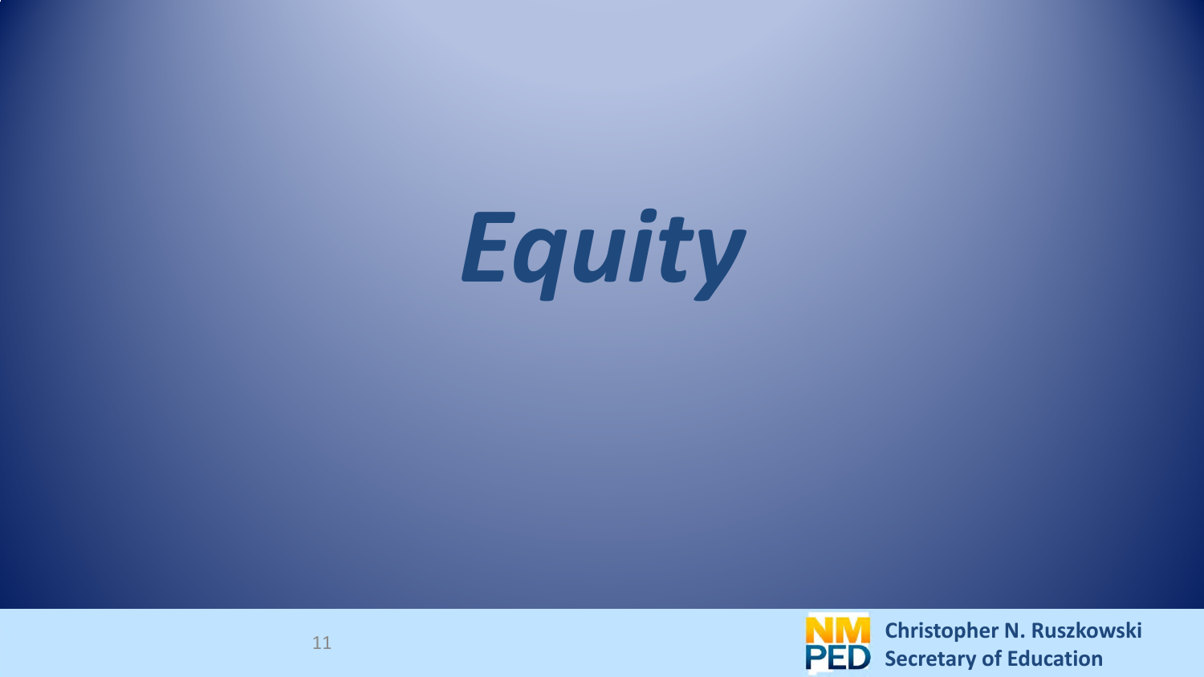# *Equity*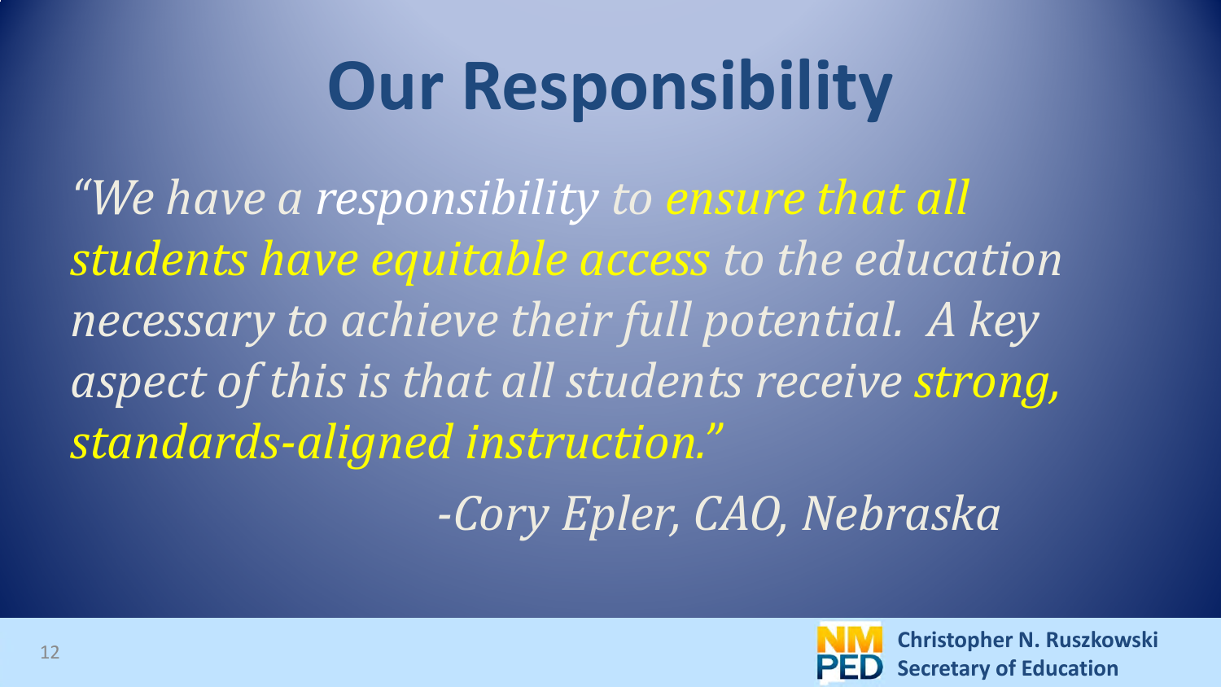# Our Responsibility

*"We have a responsibility to ensure that all students have equitable access to the education necessary to achieve their full potential. A key aspect of this is that all students receive strong, standards-aligned instruction."*

*-Cory Epler, CAO, Nebraska*

**Christopher N. Ruszkowski**
**Secretary of Education**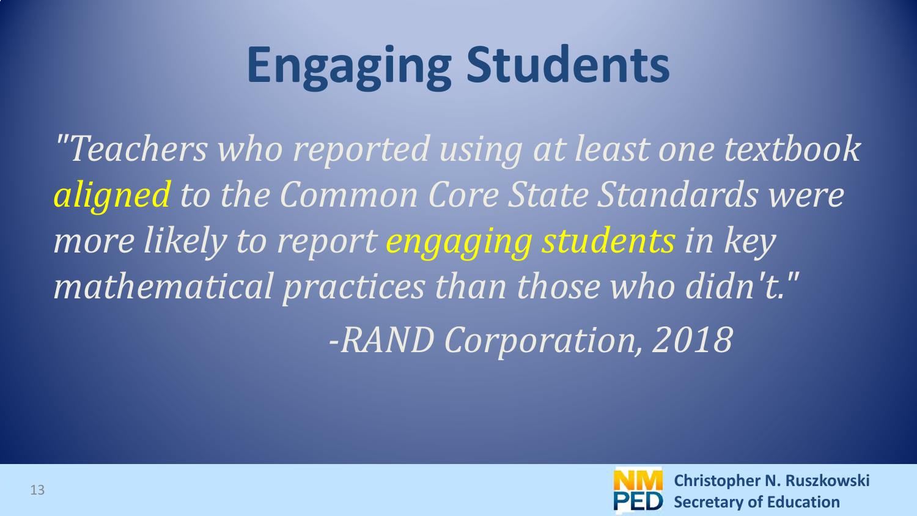# Engaging Students

*"Teachers who reported using at least one textbook aligned to the Common Core State Standards were more likely to report engaging students in key mathematical practices than those who didn't."*

*-RAND Corporation, 2018*

**Christopher N. Ruszkowski**
**Secretary of Education**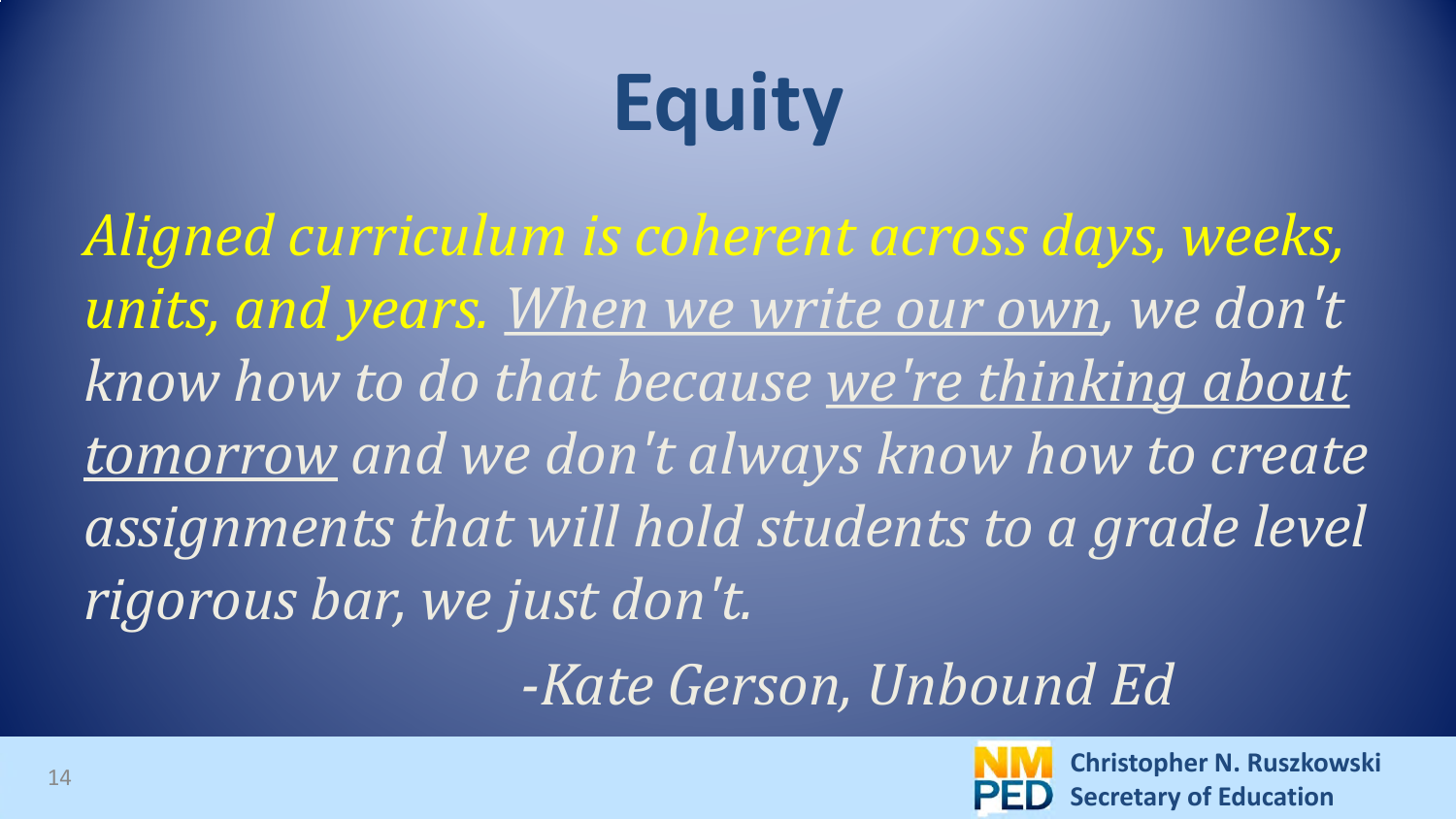# Equity

*Aligned curriculum is coherent across days, weeks, units, and years. <u>When we write our own</u>, we don't know how to do that because <u>we're thinking about tomorrow</u> and we don't always know how to create assignments that will hold students to a grade level rigorous bar, we just don't.*

*-Kate Gerson, Unbound Ed*

**Christopher N. Ruszkowski**
**Secretary of Education**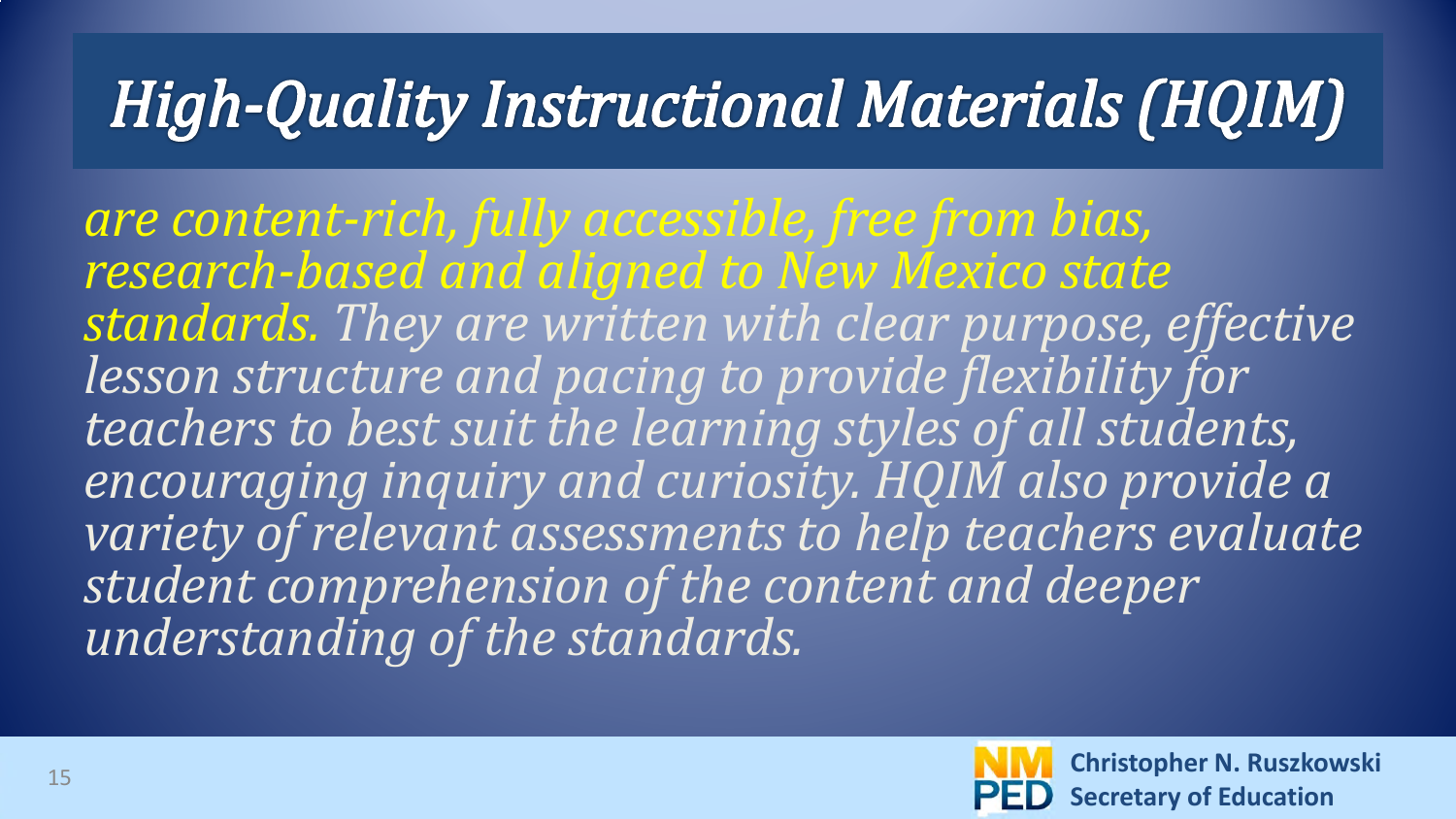# *High-Quality Instructional Materials (HQIM)*

*are content-rich, fully accessible, free from bias, research-based and aligned to New Mexico state standards. They are written with clear purpose, effective lesson structure and pacing to provide flexibility for teachers to best suit the learning styles of all students, encouraging inquiry and curiosity. HQIM also provide a variety of relevant assessments to help teachers evaluate student comprehension of the content and deeper understanding of the standards.*

**Christopher N. Ruszkowski**
**Secretary of Education**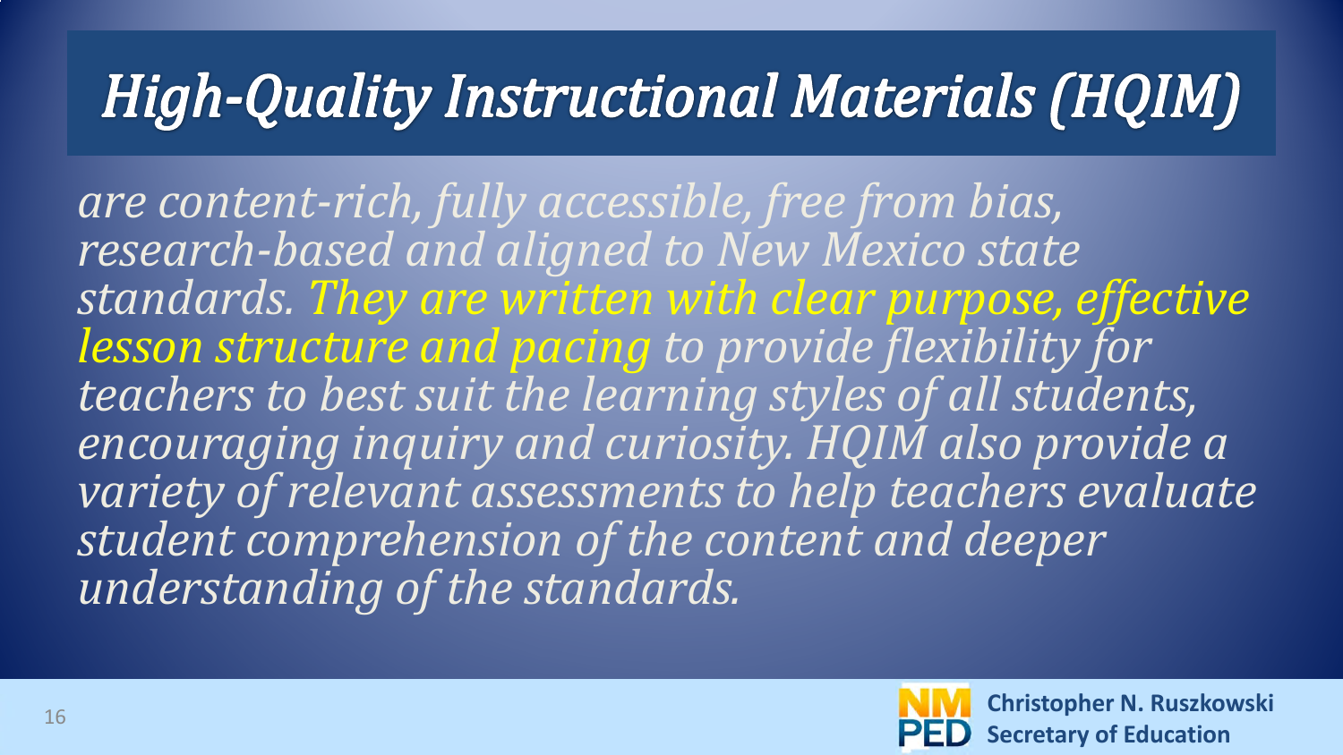# *High-Quality Instructional Materials (HQIM)*

*are content-rich, fully accessible, free from bias, research-based and aligned to New Mexico state standards. They are written with clear purpose, effective lesson structure and pacing to provide flexibility for teachers to best suit the learning styles of all students, encouraging inquiry and curiosity. HQIM also provide a variety of relevant assessments to help teachers evaluate student comprehension of the content and deeper understanding of the standards.*

NM PED

**Christopher N. Ruszkowski**
**Secretary of Education**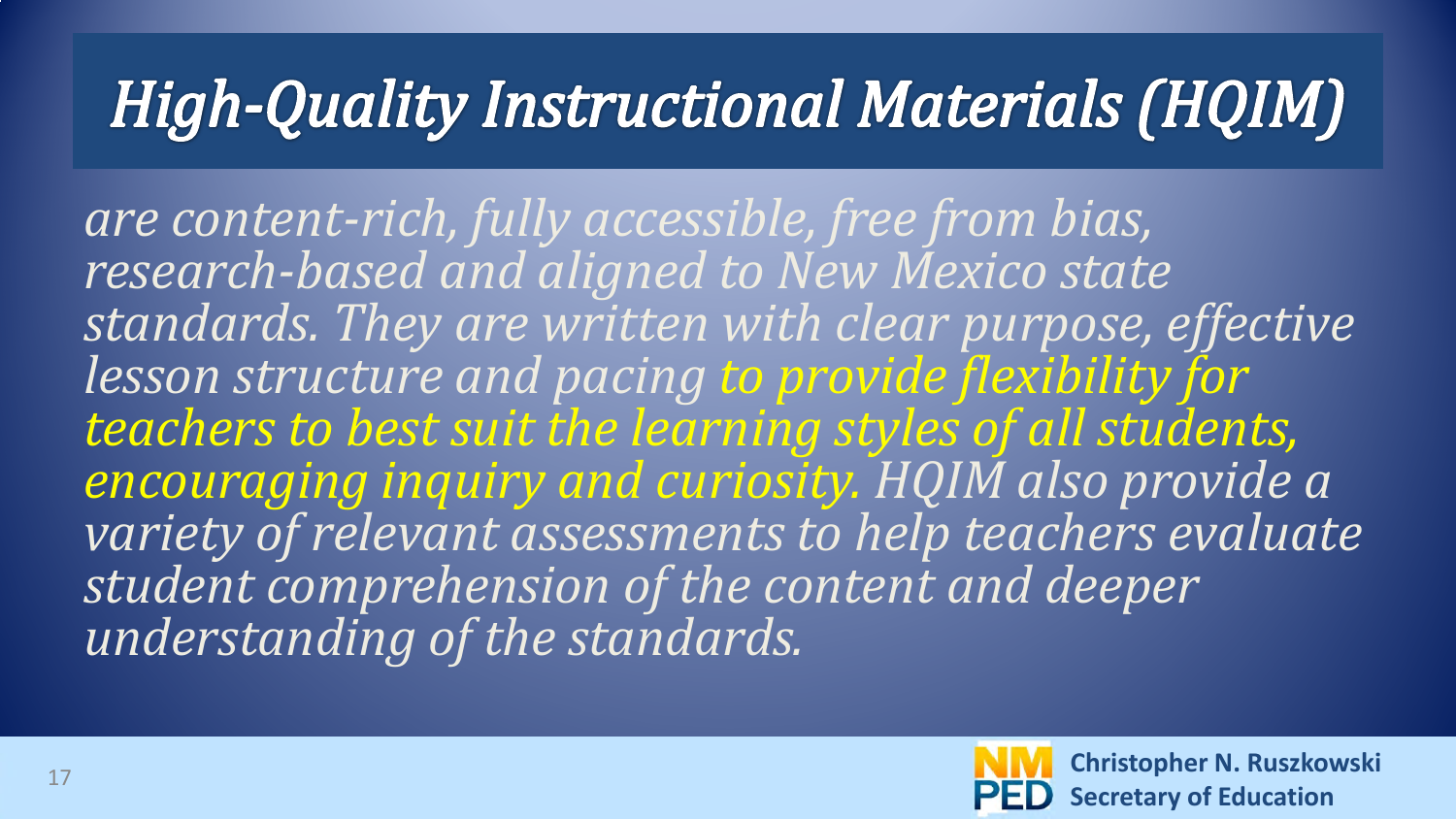# *High-Quality Instructional Materials (HQIM)*

*are content-rich, fully accessible, free from bias, research-based and aligned to New Mexico state standards. They are written with clear purpose, effective lesson structure and pacing to provide flexibility for teachers to best suit the learning styles of all students, encouraging inquiry and curiosity. HQIM also provide a variety of relevant assessments to help teachers evaluate student comprehension of the content and deeper understanding of the standards.*

**Christopher N. Ruszkowski**
**Secretary of Education**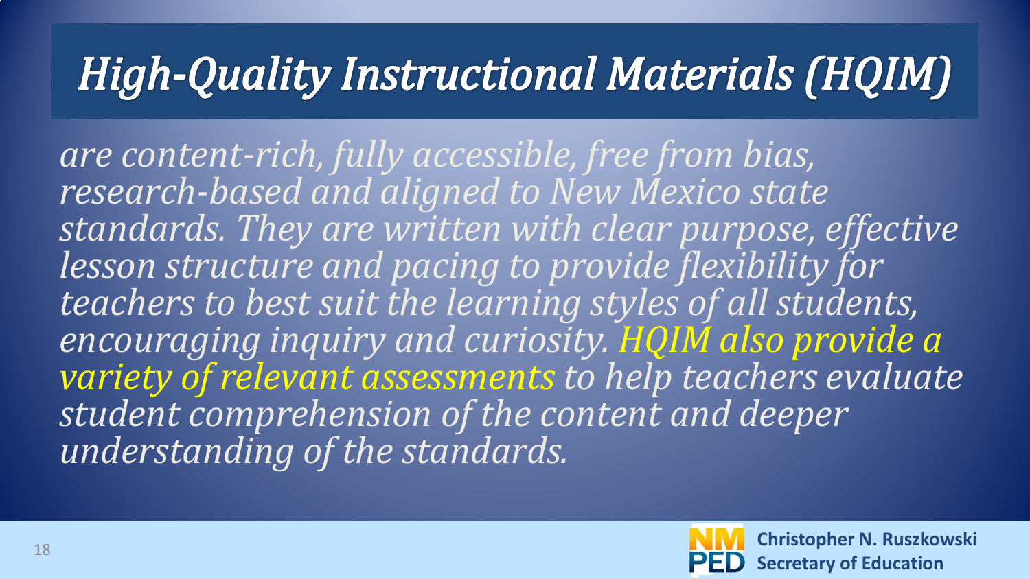# *High-Quality Instructional Materials (HQIM)*

*are content-rich, fully accessible, free from bias, research-based and aligned to New Mexico state standards. They are written with clear purpose, effective lesson structure and pacing to provide flexibility for teachers to best suit the learning styles of all students, encouraging inquiry and curiosity. HQIM also provide a variety of relevant assessments to help teachers evaluate student comprehension of the content and deeper understanding of the standards.*

**Christopher N. Ruszkowski**
**Secretary of Education**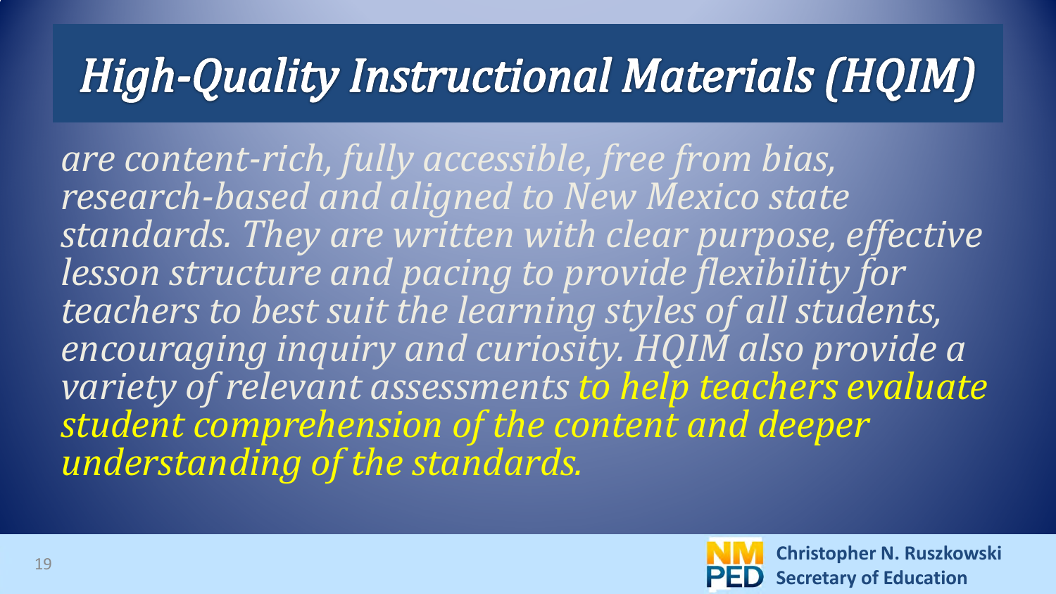# *High-Quality Instructional Materials (HQIM)*

*are content-rich, fully accessible, free from bias, research-based and aligned to New Mexico state standards. They are written with clear purpose, effective lesson structure and pacing to provide flexibility for teachers to best suit the learning styles of all students, encouraging inquiry and curiosity. HQIM also provide a variety of relevant assessments to help teachers evaluate student comprehension of the content and deeper understanding of the standards.*

**Christopher N. Ruszkowski**
**Secretary of Education**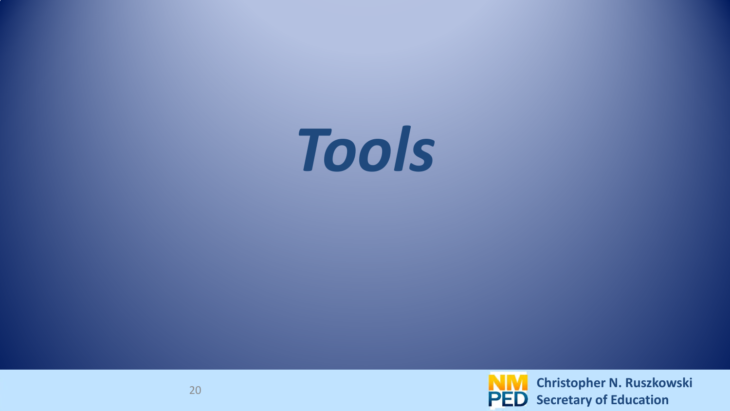# *Tools*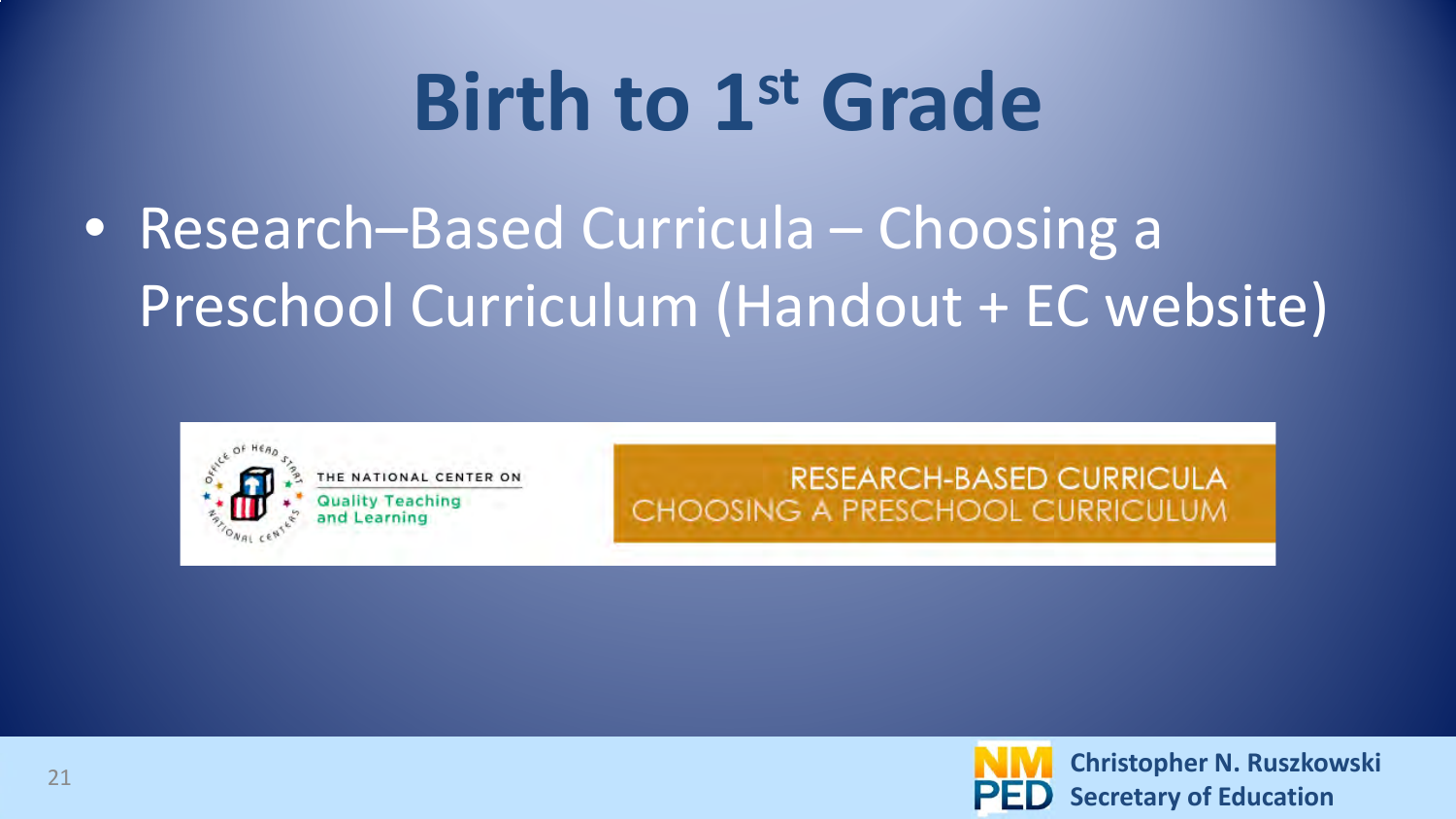# Birth to 1st Grade

- Research–Based Curricula – Choosing a Preschool Curriculum (Handout + EC website)

THE NATIONAL CENTER ON
Quality Teaching and Learning

RESEARCH-BASED CURRICULA
CHOOSING A PRESCHOOL CURRICULUM

Christopher N. Ruszkowski
Secretary of Education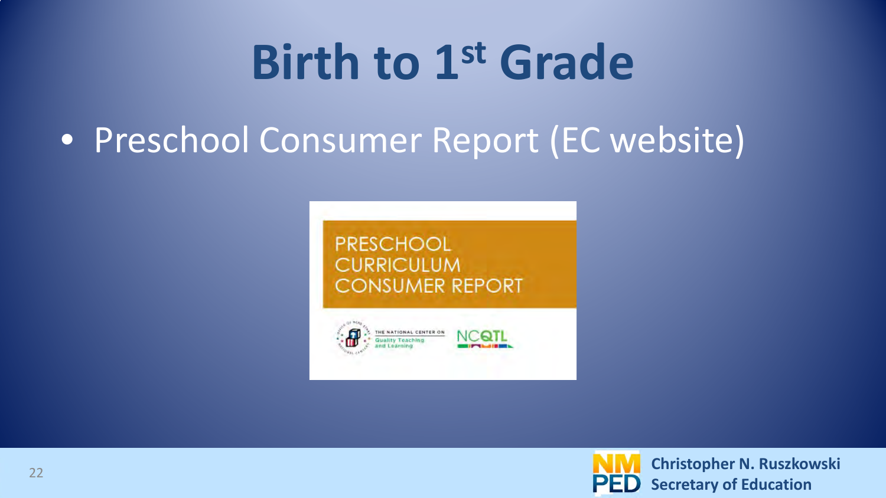# Birth to 1st Grade

- Preschool Consumer Report (EC website)

PRESCHOOL CURRICULUM CONSUMER REPORT

THE NATIONAL CENTER ON Quality Teaching and Learning

NCQTL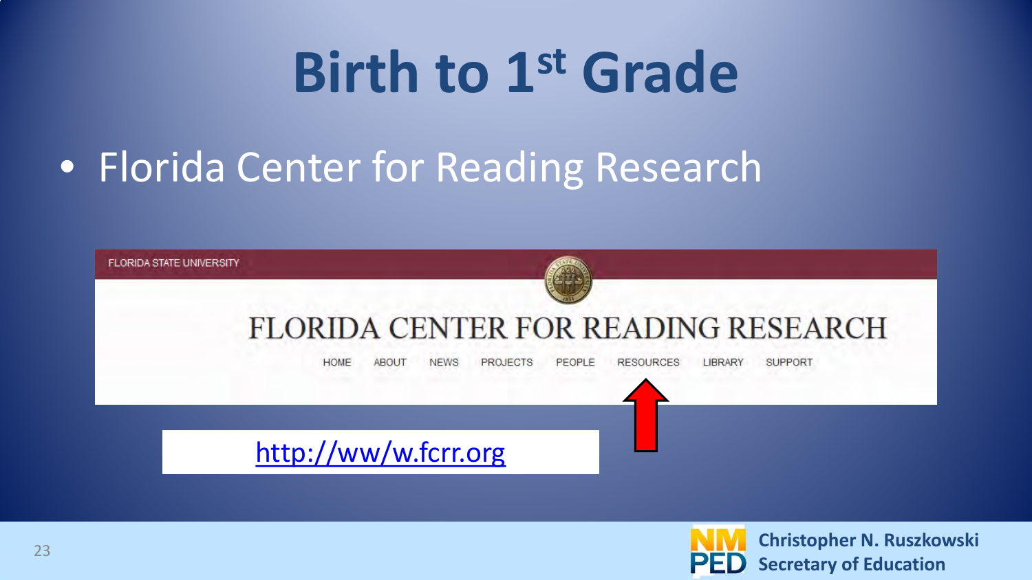# Birth to 1st Grade

- Florida Center for Reading Research

FLORIDA STATE UNIVERSITY

FLORIDA CENTER FOR READING RESEARCH

HOME ABOUT NEWS PROJECTS PEOPLE RESOURCES LIBRARY SUPPORT

http://ww/w.fcrr.org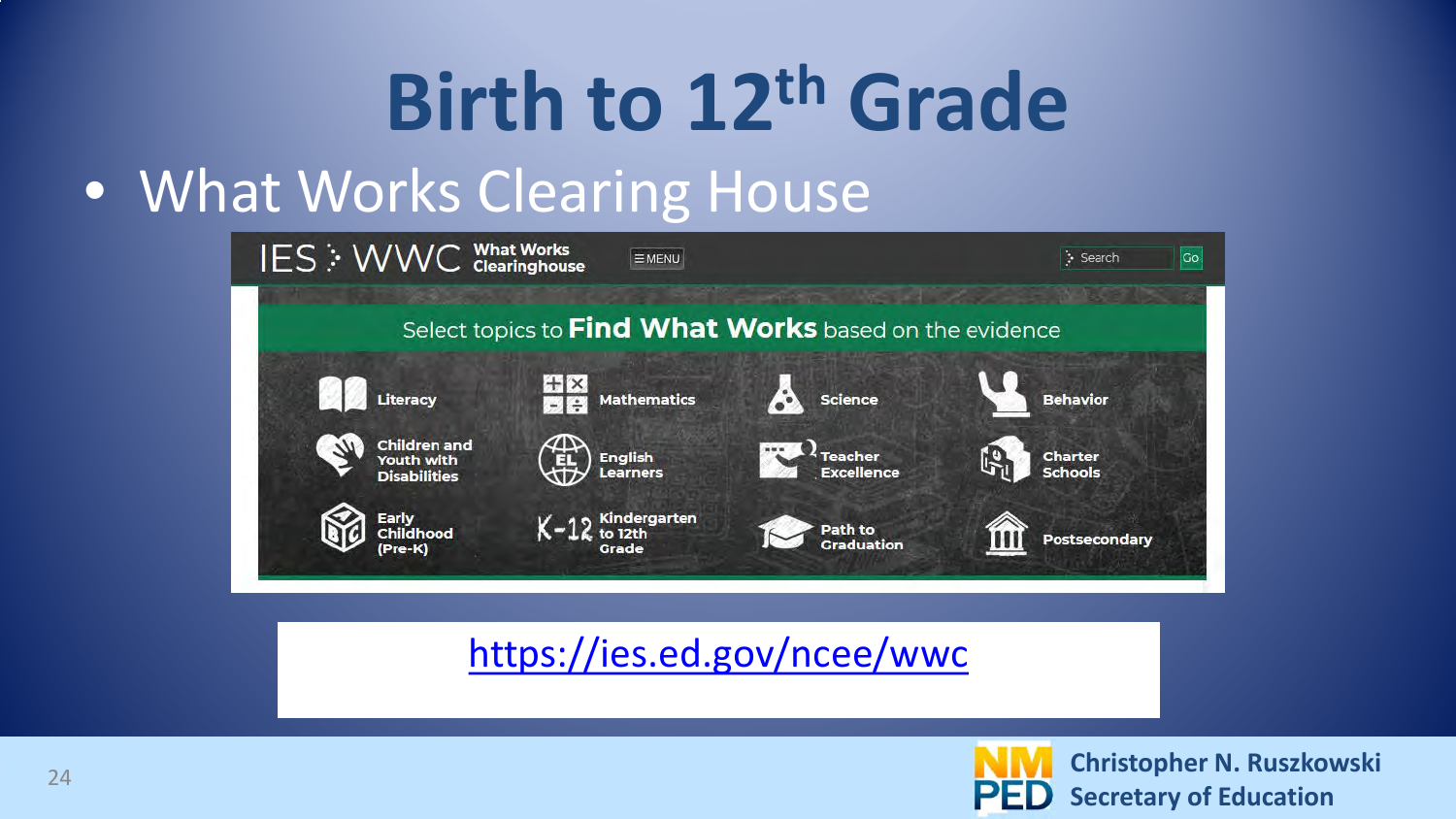# Birth to 12th Grade

- What Works Clearing House

IES WWC What Works Clearinghouse

Select topics to **Find What Works** based on the evidence

- Literacy
- Mathematics
- Science
- Behavior
- Children and Youth with Disabilities
- English Learners
- Teacher Excellence
- Charter Schools
- Early Childhood (Pre-K)
- Kindergarten to 12th Grade
- Path to Graduation
- Postsecondary

https://ies.ed.gov/ncee/wwc

Christopher N. Ruszkowski
Secretary of Education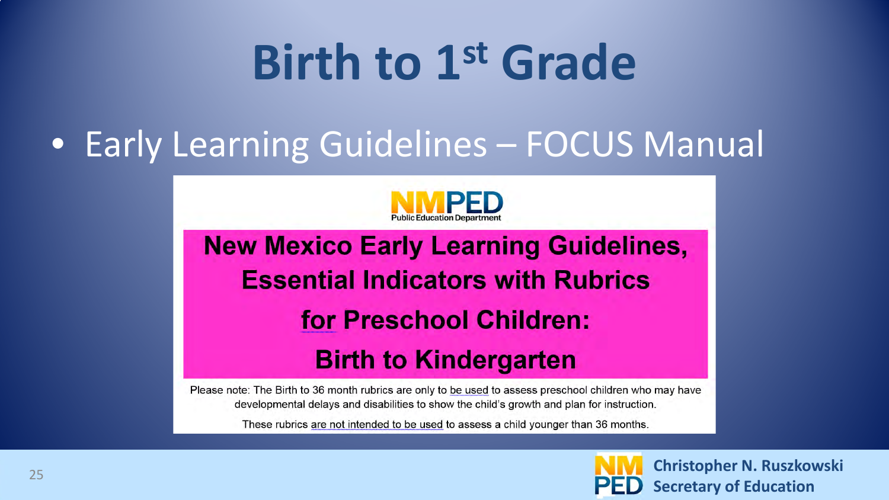# Birth to 1st Grade

- Early Learning Guidelines – FOCUS Manual

NMPED Public Education Department

**New Mexico Early Learning Guidelines, Essential Indicators with Rubrics for Preschool Children: Birth to Kindergarten**

Please note: The Birth to 36 month rubrics are only to be used to assess preschool children who may have developmental delays and disabilities to show the child's growth and plan for instruction.

These rubrics are not intended to be used to assess a child younger than 36 months.

Christopher N. Ruszkowski
Secretary of Education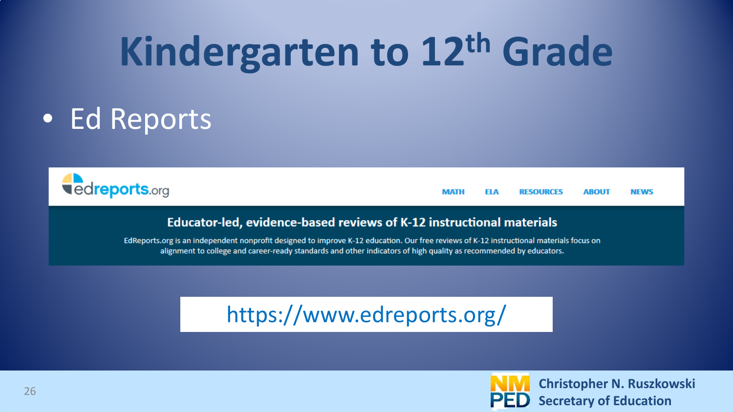# Kindergarten to 12th Grade

- Ed Reports

edreports.org

MATH ELA RESOURCES ABOUT NEWS

**Educator-led, evidence-based reviews of K-12 instructional materials**

EdReports.org is an independent nonprofit designed to improve K-12 education. Our free reviews of K-12 instructional materials focus on alignment to college and career-ready standards and other indicators of high quality as recommended by educators.

https://www.edreports.org/

NM PED

Christopher N. Ruszkowski
Secretary of Education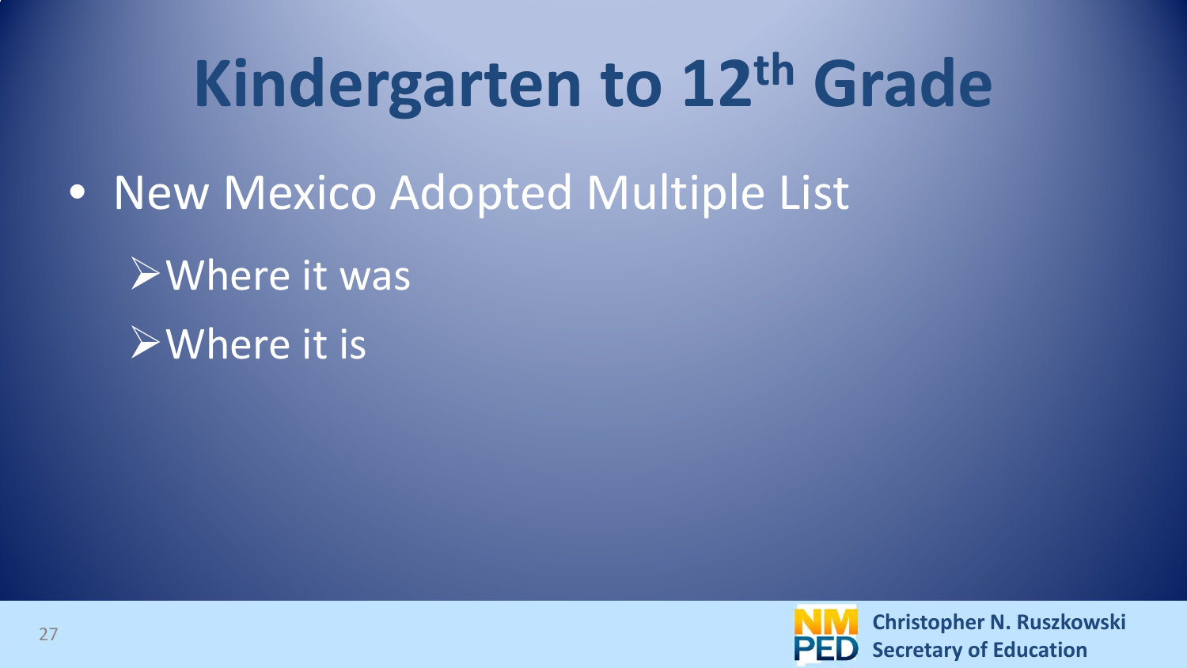# Kindergarten to 12th Grade

- New Mexico Adopted Multiple List
  - Where it was
  - Where it is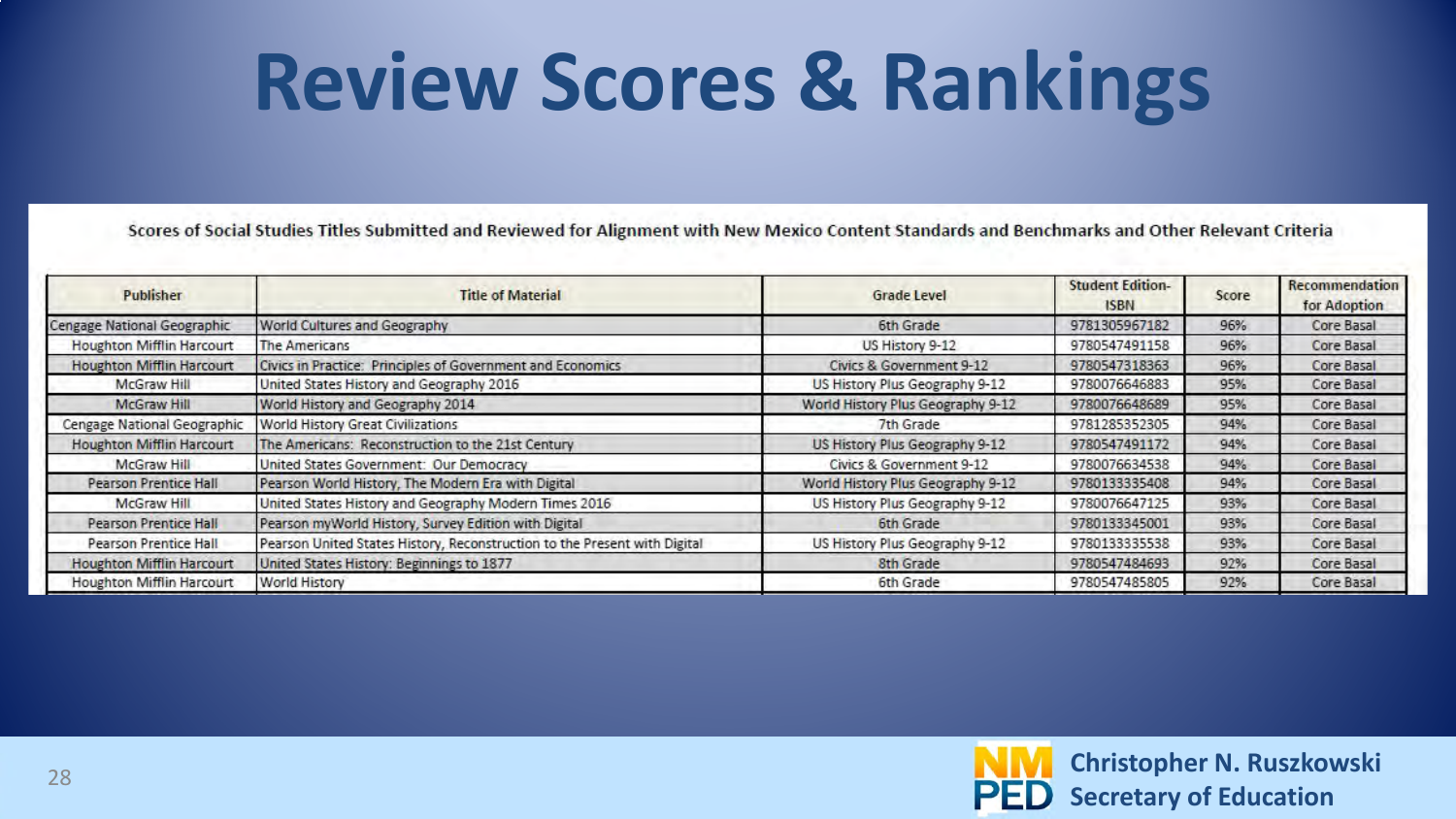# Review Scores & Rankings

Scores of Social Studies Titles Submitted and Reviewed for Alignment with New Mexico Content Standards and Benchmarks and Other Relevant Criteria

| Publisher | Title of Material | Grade Level | Student Edition-ISBN | Score | Recommendation for Adoption |
|---|---|---|---|---|---|
| Cengage National Geographic | World Cultures and Geography | 6th Grade | 9781305967182 | 96% | Core Basal |
| Houghton Mifflin Harcourt | The Americans | US History 9-12 | 9780547491158 | 96% | Core Basal |
| Houghton Mifflin Harcourt | Civics in Practice: Principles of Government and Economics | Civics & Government 9-12 | 9780547318363 | 96% | Core Basal |
| McGraw Hill | United States History and Geography 2016 | US History Plus Geography 9-12 | 9780076646883 | 95% | Core Basal |
| McGraw Hill | World History and Geography 2014 | World History Plus Geography 9-12 | 9780076648689 | 95% | Core Basal |
| Cengage National Geographic | World History Great Civilizations | 7th Grade | 9781285352305 | 94% | Core Basal |
| Houghton Mifflin Harcourt | The Americans: Reconstruction to the 21st Century | US History Plus Geography 9-12 | 9780547491172 | 94% | Core Basal |
| McGraw Hill | United States Government: Our Democracy | Civics & Government 9-12 | 9780076634538 | 94% | Core Basal |
| Pearson Prentice Hall | Pearson World History, The Modern Era with Digital | World History Plus Geography 9-12 | 9780133335408 | 94% | Core Basal |
| McGraw Hill | United States History and Geography Modern Times 2016 | US History Plus Geography 9-12 | 9780076647125 | 93% | Core Basal |
| Pearson Prentice Hall | Pearson myWorld History, Survey Edition with Digital | 6th Grade | 9780133345001 | 93% | Core Basal |
| Pearson Prentice Hall | Pearson United States History, Reconstruction to the Present with Digital | US History Plus Geography 9-12 | 9780133335538 | 93% | Core Basal |
| Houghton Mifflin Harcourt | United States History: Beginnings to 1877 | 8th Grade | 9780547484693 | 92% | Core Basal |
| Houghton Mifflin Harcourt | World History | 6th Grade | 9780547485805 | 92% | Core Basal |

NM PED

Christopher N. Ruszkowski
Secretary of Education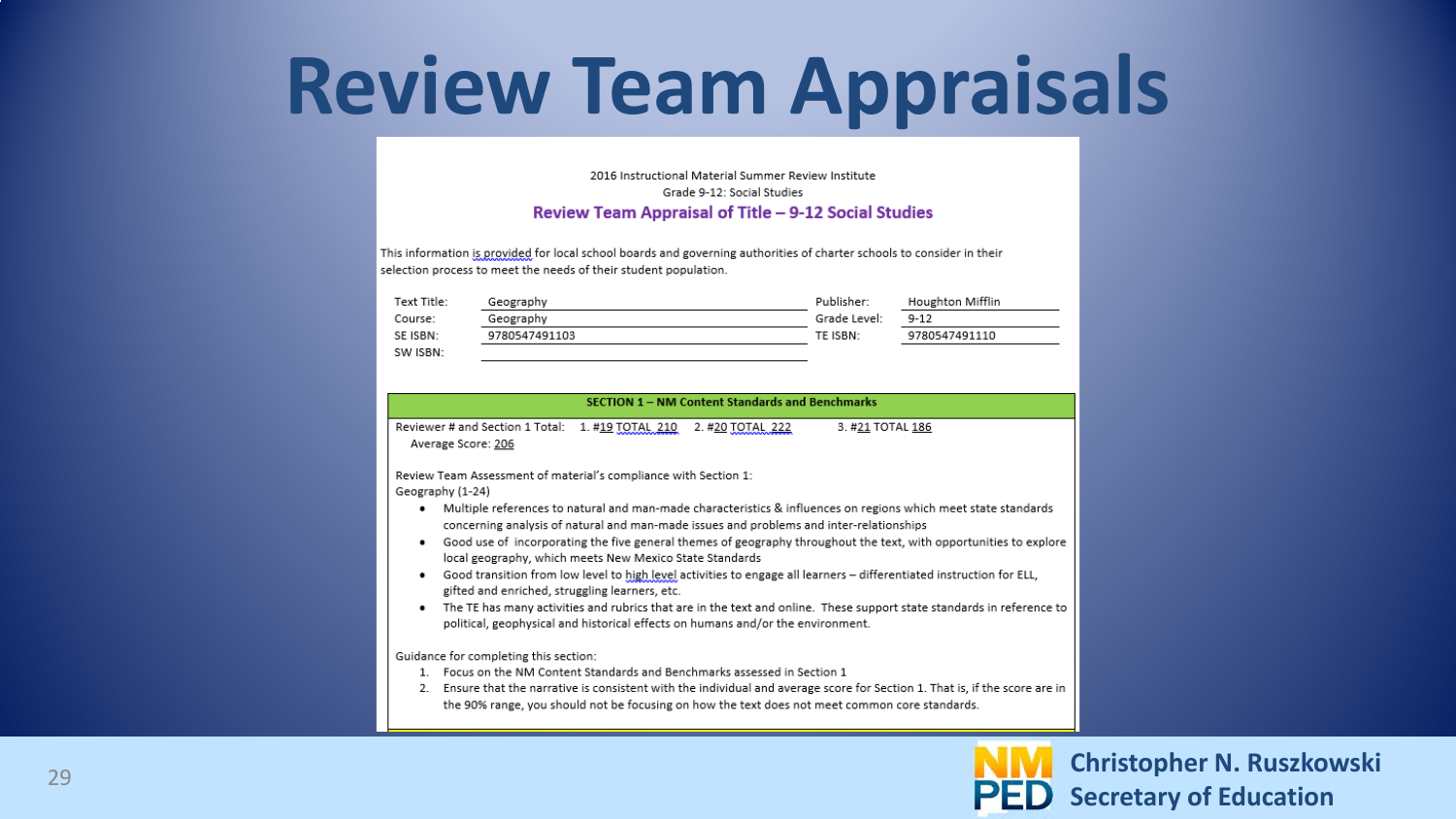# Review Team Appraisals

2016 Instructional Material Summer Review Institute

Grade 9-12: Social Studies

## Review Team Appraisal of Title – 9-12 Social Studies

This information is provided for local school boards and governing authorities of charter schools to consider in their selection process to meet the needs of their student population.

| | | | |
|---|---|---|---|
| Text Title: | Geography | Publisher: | Houghton Mifflin |
| Course: | Geography | Grade Level: | 9-12 |
| SE ISBN: | 9780547491103 | TE ISBN: | 9780547491110 |
| SW ISBN: | | | |

**SECTION 1 – NM Content Standards and Benchmarks**

Reviewer # and Section 1 Total: 1. #19 TOTAL 210 2. #20 TOTAL 222 3. #21 TOTAL 186

Average Score: 206

Review Team Assessment of material's compliance with Section 1:

Geography (1-24)

- Multiple references to natural and man-made characteristics & influences on regions which meet state standards concerning analysis of natural and man-made issues and problems and inter-relationships
- Good use of incorporating the five general themes of geography throughout the text, with opportunities to explore local geography, which meets New Mexico State Standards
- Good transition from low level to high level activities to engage all learners – differentiated instruction for ELL, gifted and enriched, struggling learners, etc.
- The TE has many activities and rubrics that are in the text and online. These support state standards in reference to political, geophysical and historical effects on humans and/or the environment.

Guidance for completing this section:

1. Focus on the NM Content Standards and Benchmarks assessed in Section 1
2. Ensure that the narrative is consistent with the individual and average score for Section 1. That is, if the score are in the 90% range, you should not be focusing on how the text does not meet common core standards.

Christopher N. Ruszkowski
Secretary of Education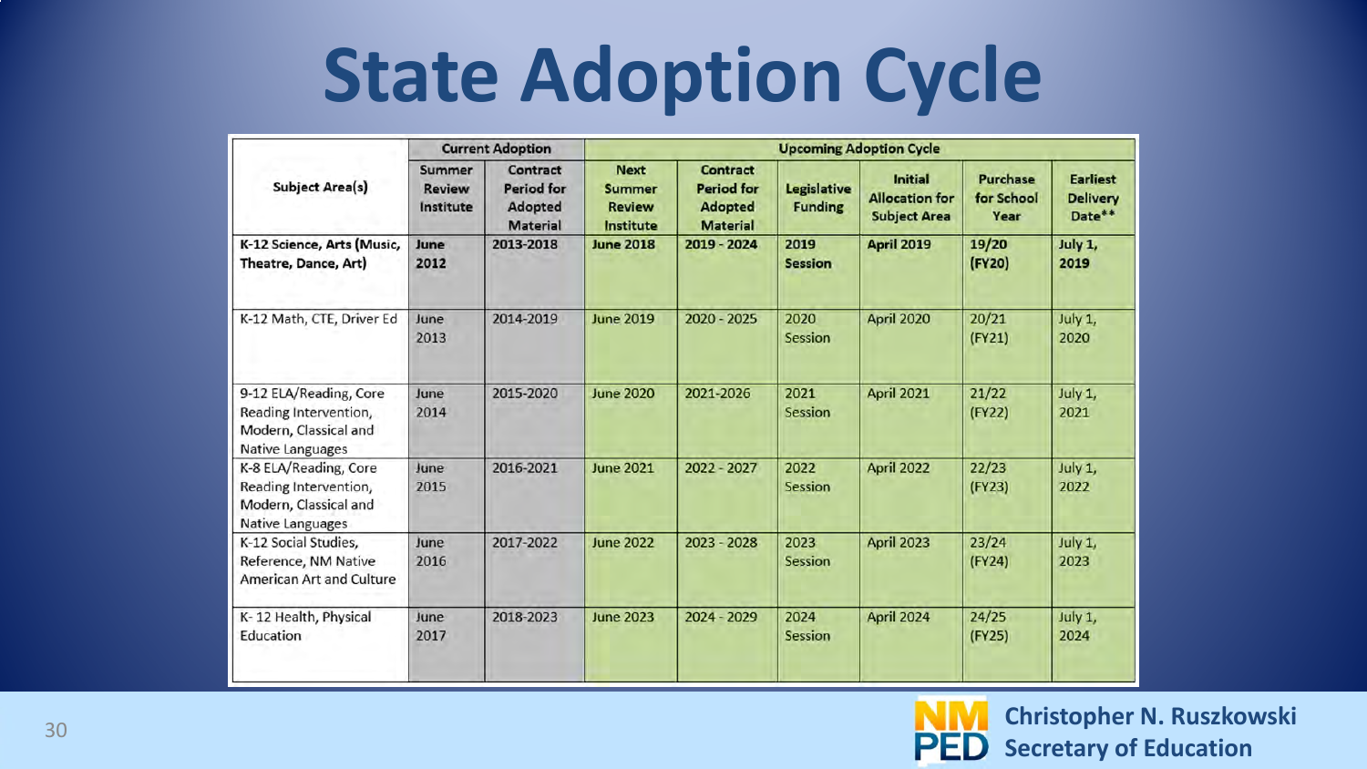# State Adoption Cycle

| Subject Area(s) | Current Adoption | | Upcoming Adoption Cycle | | | | | |
|---|---|---|---|---|---|---|---|---|
| | Summer Review Institute | Contract Period for Adopted Material | Next Summer Review Institute | Contract Period for Adopted Material | Legislative Funding | Initial Allocation for Subject Area | Purchase for School Year | Earliest Delivery Date** |
| **K-12 Science, Arts (Music, Theatre, Dance, Art)** | **June 2012** | **2013-2018** | **June 2018** | **2019 - 2024** | **2019 Session** | **April 2019** | **19/20 (FY20)** | **July 1, 2019** |
| K-12 Math, CTE, Driver Ed | June 2013 | 2014-2019 | June 2019 | 2020 - 2025 | 2020 Session | April 2020 | 20/21 (FY21) | July 1, 2020 |
| 9-12 ELA/Reading, Core Reading Intervention, Modern, Classical and Native Languages | June 2014 | 2015-2020 | June 2020 | 2021-2026 | 2021 Session | April 2021 | 21/22 (FY22) | July 1, 2021 |
| K-8 ELA/Reading, Core Reading Intervention, Modern, Classical and Native Languages | June 2015 | 2016-2021 | June 2021 | 2022 - 2027 | 2022 Session | April 2022 | 22/23 (FY23) | July 1, 2022 |
| K-12 Social Studies, Reference, NM Native American Art and Culture | June 2016 | 2017-2022 | June 2022 | 2023 - 2028 | 2023 Session | April 2023 | 23/24 (FY24) | July 1, 2023 |
| K- 12 Health, Physical Education | June 2017 | 2018-2023 | June 2023 | 2024 - 2029 | 2024 Session | April 2024 | 24/25 (FY25) | July 1, 2024 |

NM PED

**Christopher N. Ruszkowski**
**Secretary of Education**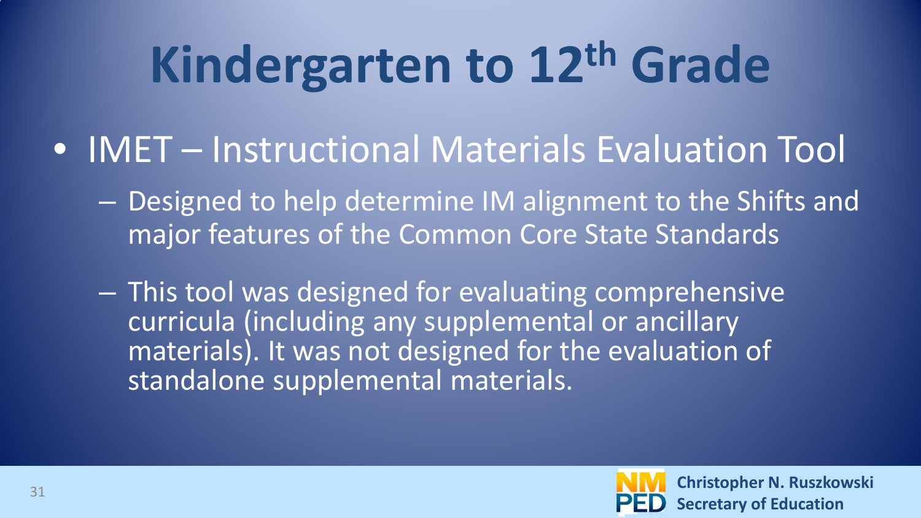# Kindergarten to 12$^{th}$ Grade

- IMET – Instructional Materials Evaluation Tool
  - Designed to help determine IM alignment to the Shifts and major features of the Common Core State Standards
  - This tool was designed for evaluating comprehensive curricula (including any supplemental or ancillary materials). It was not designed for the evaluation of standalone supplemental materials.

**Christopher N. Ruszkowski**
**Secretary of Education**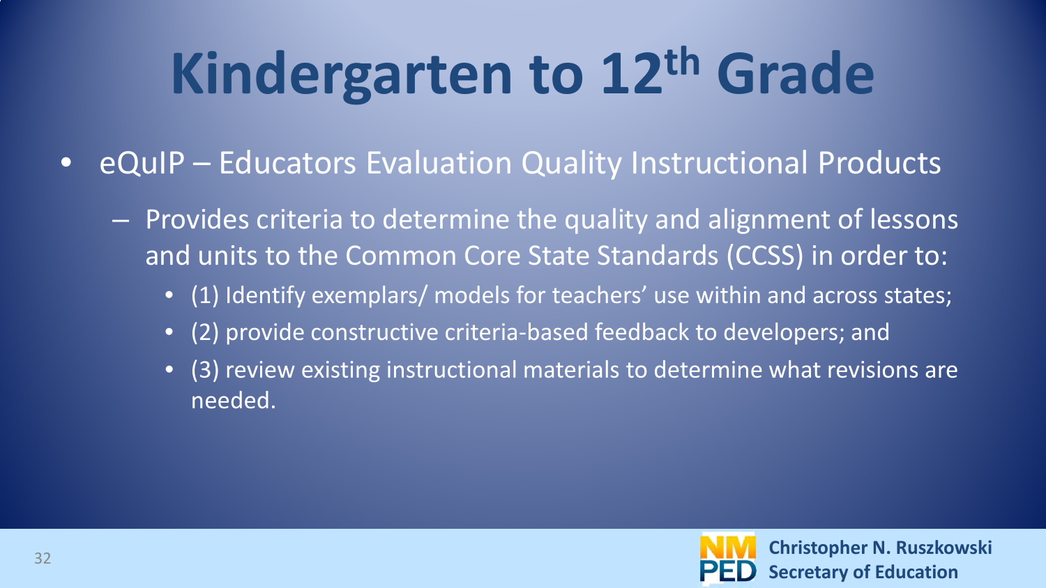# Kindergarten to 12th Grade

- eQuIP – Educators Evaluation Quality Instructional Products
  - Provides criteria to determine the quality and alignment of lessons and units to the Common Core State Standards (CCSS) in order to:
    - (1) Identify exemplars/ models for teachers' use within and across states;
    - (2) provide constructive criteria-based feedback to developers; and
    - (3) review existing instructional materials to determine what revisions are needed.

**Christopher N. Ruszkowski**
**Secretary of Education**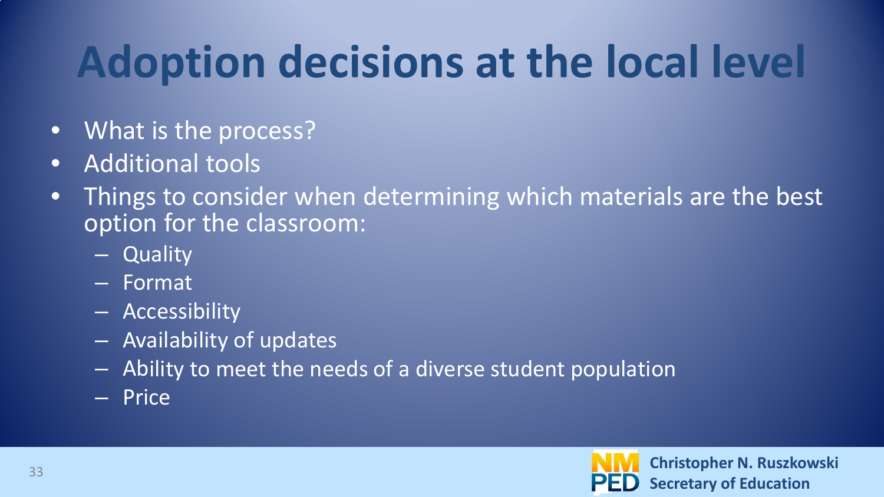# Adoption decisions at the local level

- What is the process?
- Additional tools
- Things to consider when determining which materials are the best option for the classroom:
  - Quality
  - Format
  - Accessibility
  - Availability of updates
  - Ability to meet the needs of a diverse student population
  - Price

NM PED **Christopher N. Ruszkowski**
**Secretary of Education**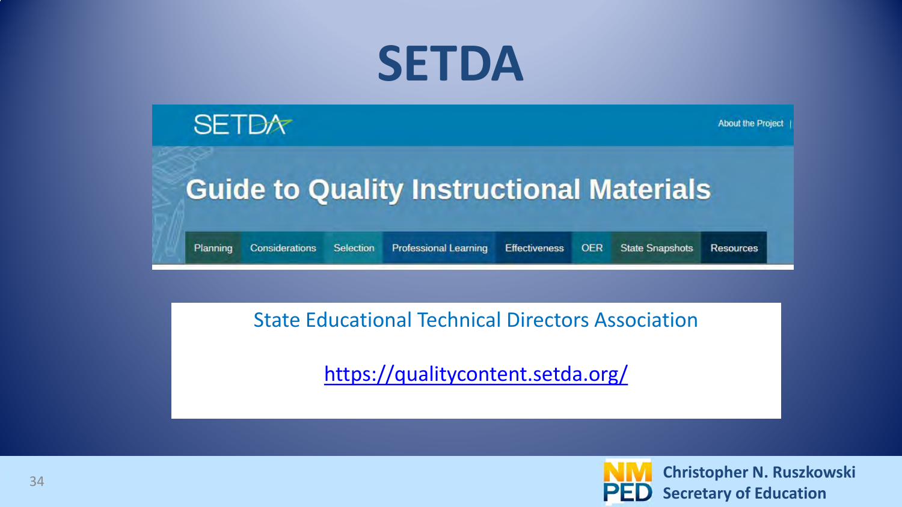# SETDA

SETDA

About the Project |

## Guide to Quality Instructional Materials

Planning | Considerations | Selection | Professional Learning | Effectiveness | OER | State Snapshots | Resources

State Educational Technical Directors Association

https://qualitycontent.setda.org/

**Christopher N. Ruszkowski**
**Secretary of Education**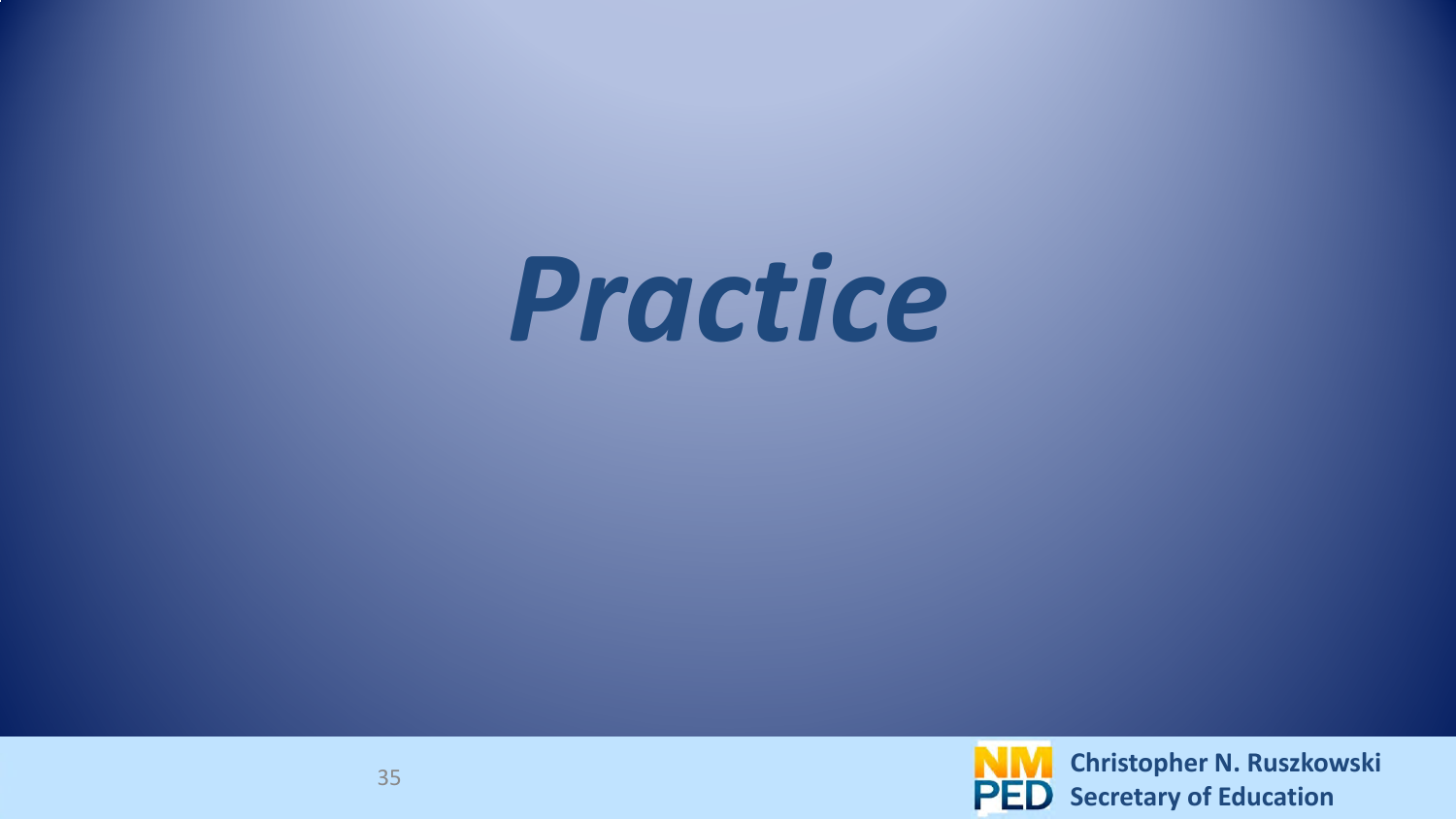# *Practice*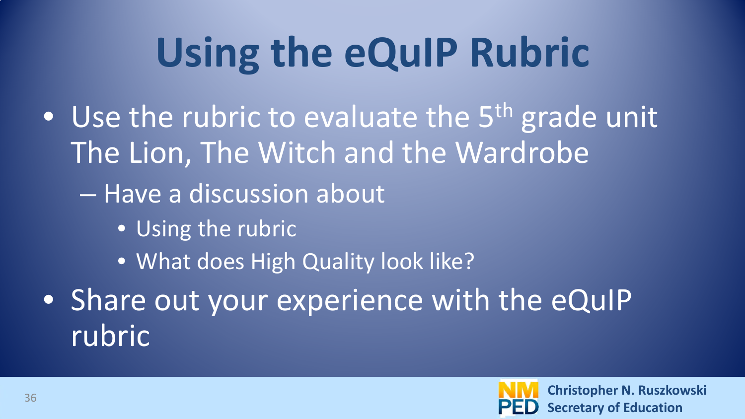# Using the eQuIP Rubric

- Use the rubric to evaluate the 5$^{th}$ grade unit The Lion, The Witch and the Wardrobe
  - Have a discussion about
    - Using the rubric
    - What does High Quality look like?
- Share out your experience with the eQuIP rubric

**Christopher N. Ruszkowski**
**Secretary of Education**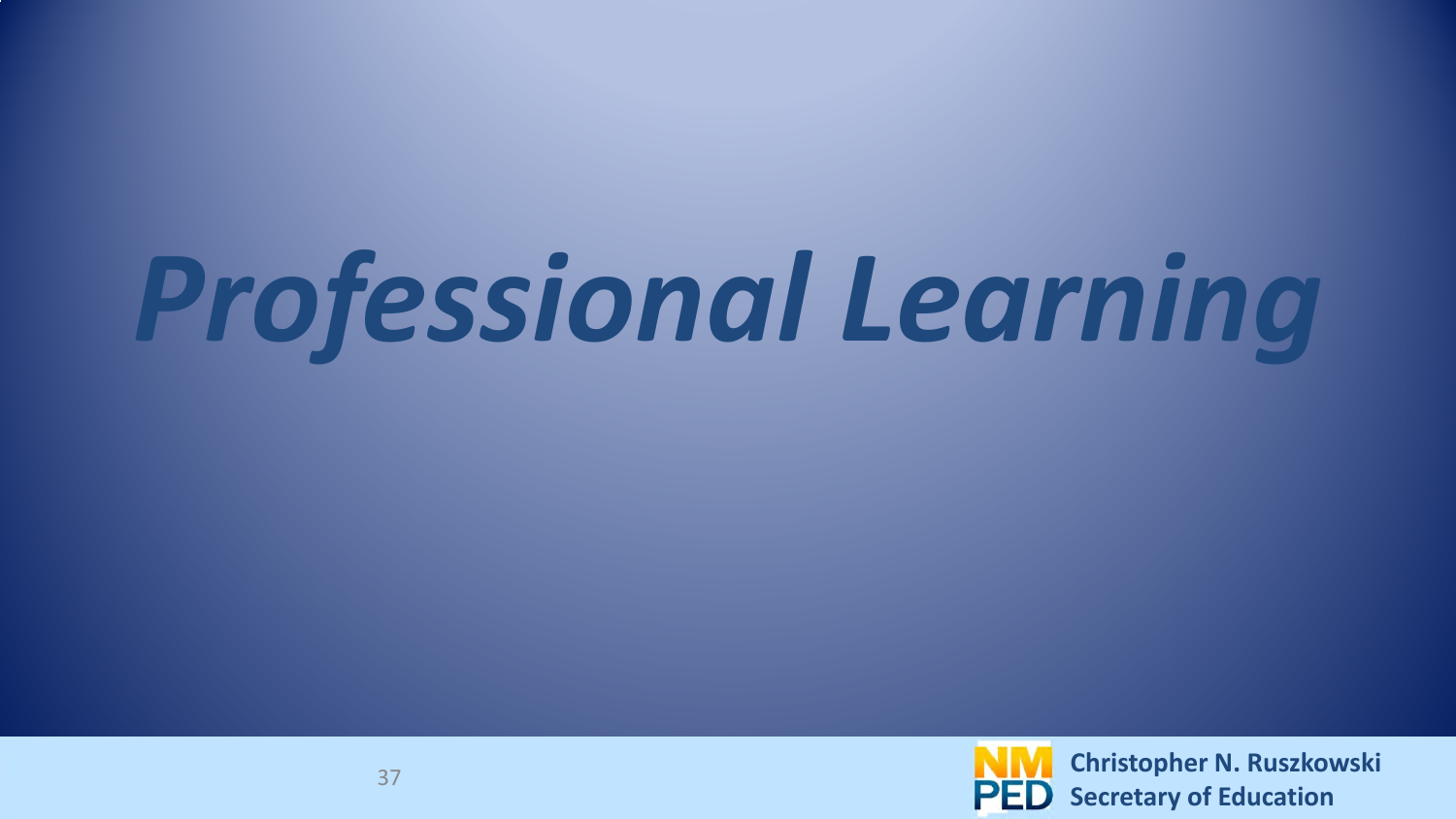# *Professional Learning*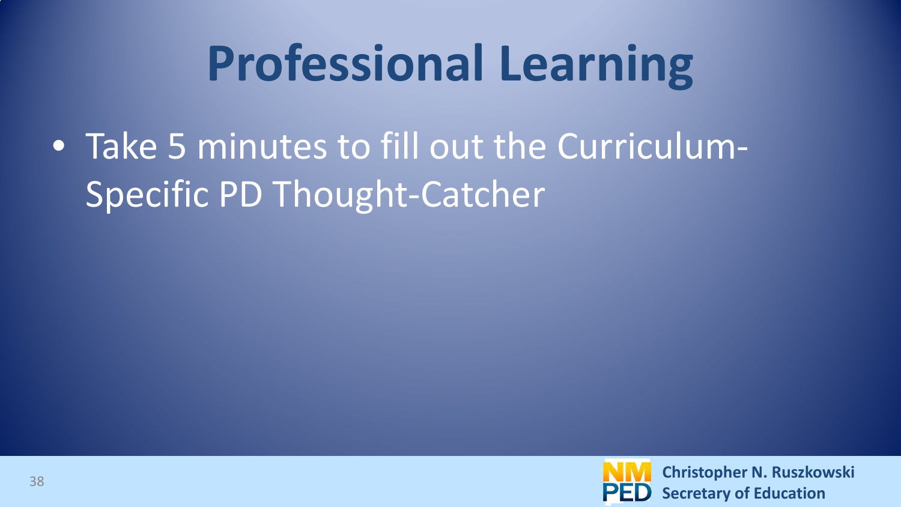# Professional Learning

- Take 5 minutes to fill out the Curriculum-Specific PD Thought-Catcher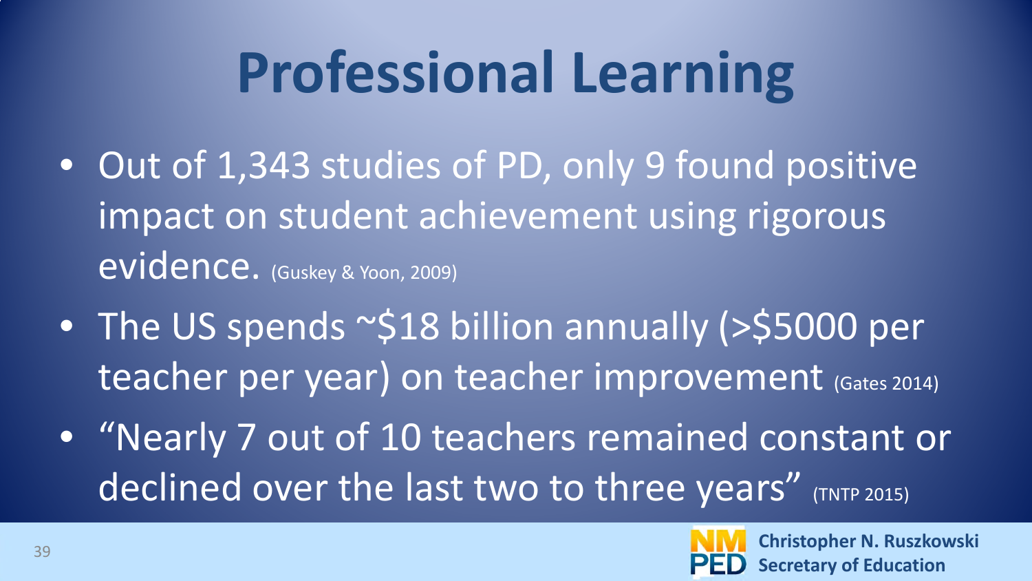# Professional Learning

- Out of 1,343 studies of PD, only 9 found positive impact on student achievement using rigorous evidence. (Guskey & Yoon, 2009)
- The US spends ~$18 billion annually (>$5000 per teacher per year) on teacher improvement (Gates 2014)
- "Nearly 7 out of 10 teachers remained constant or declined over the last two to three years" (TNTP 2015)

**Christopher N. Ruszkowski**
**Secretary of Education**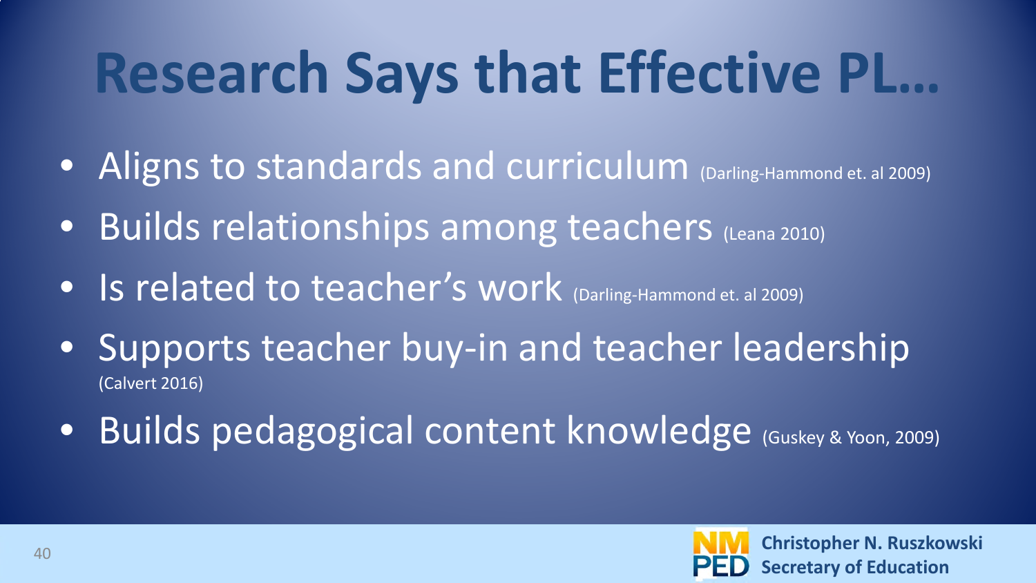# Research Says that Effective PL…

- Aligns to standards and curriculum (Darling-Hammond et. al 2009)
- Builds relationships among teachers (Leana 2010)
- Is related to teacher's work (Darling-Hammond et. al 2009)
- Supports teacher buy-in and teacher leadership (Calvert 2016)
- Builds pedagogical content knowledge (Guskey & Yoon, 2009)

NM PED **Christopher N. Ruszkowski**
**Secretary of Education**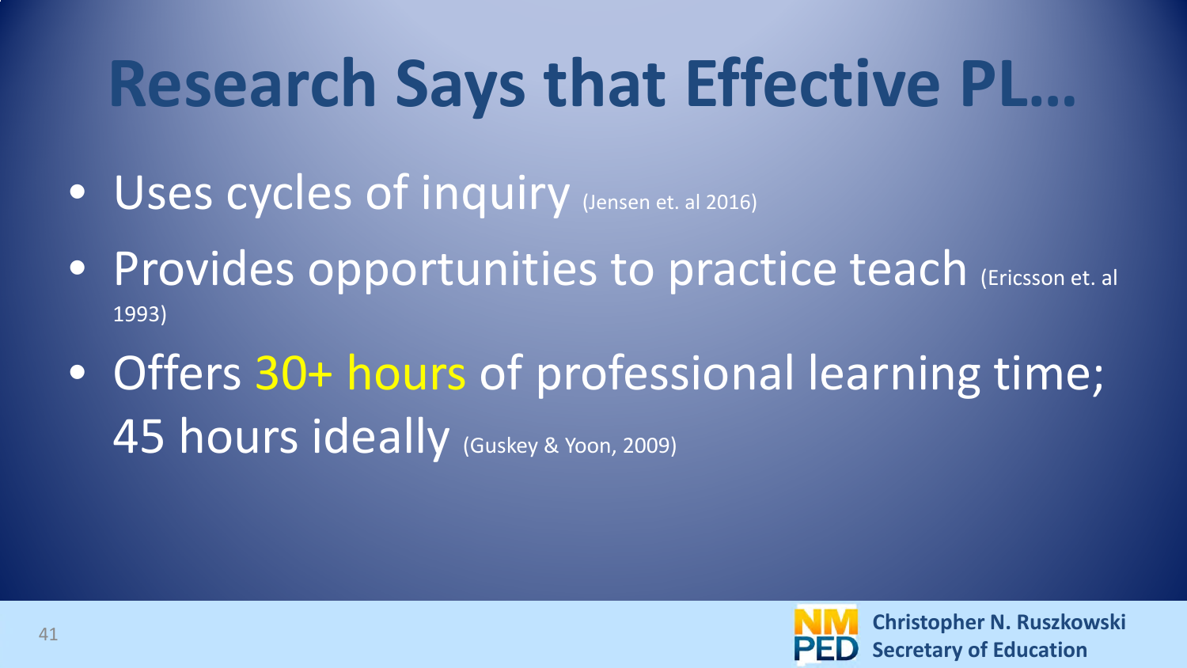# Research Says that Effective PL…

- Uses cycles of inquiry (Jensen et. al 2016)
- Provides opportunities to practice teach (Ericsson et. al 1993)
- Offers 30+ hours of professional learning time; 45 hours ideally (Guskey & Yoon, 2009)

**Christopher N. Ruszkowski**
**Secretary of Education**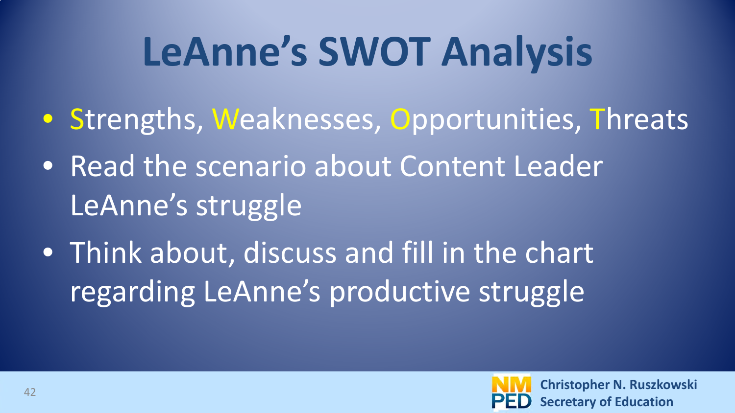# LeAnne's SWOT Analysis

- Strengths, Weaknesses, Opportunities, Threats
- Read the scenario about Content Leader LeAnne's struggle
- Think about, discuss and fill in the chart regarding LeAnne's productive struggle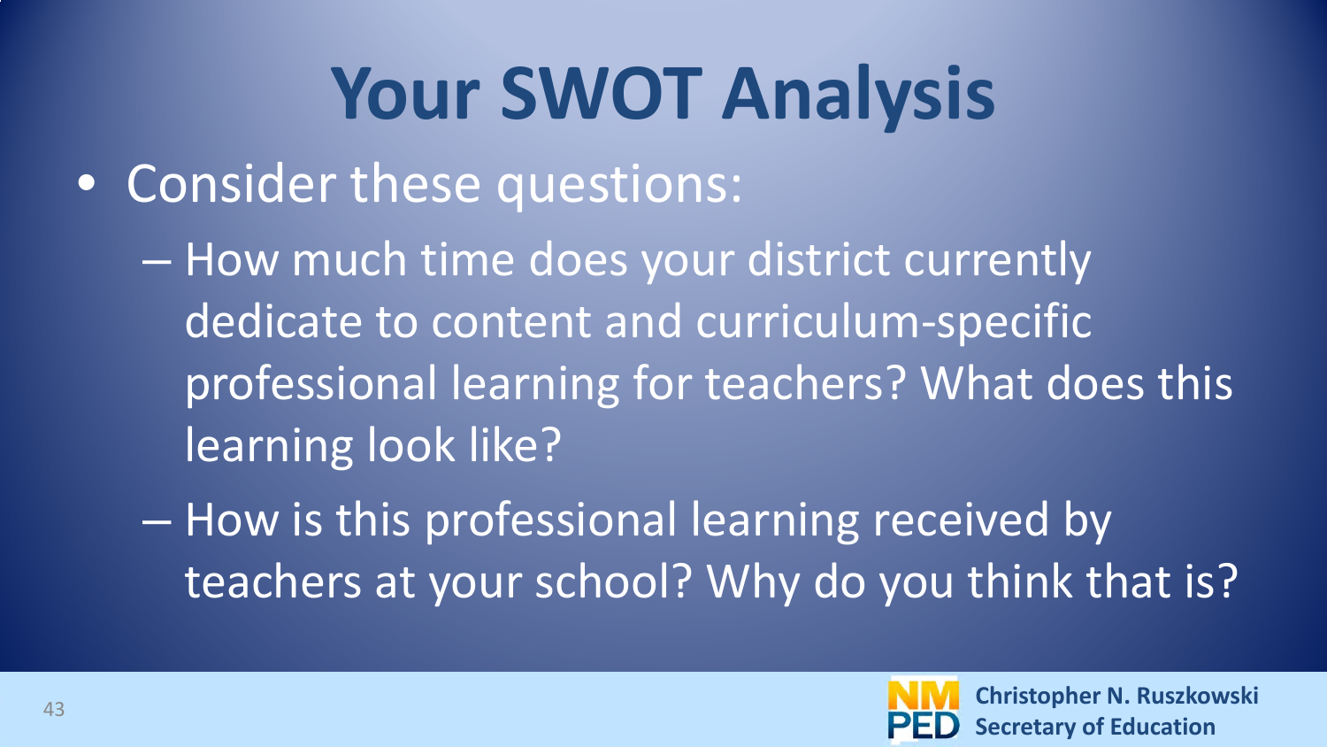# Your SWOT Analysis

- Consider these questions:
  - How much time does your district currently dedicate to content and curriculum-specific professional learning for teachers? What does this learning look like?
  - How is this professional learning received by teachers at your school? Why do you think that is?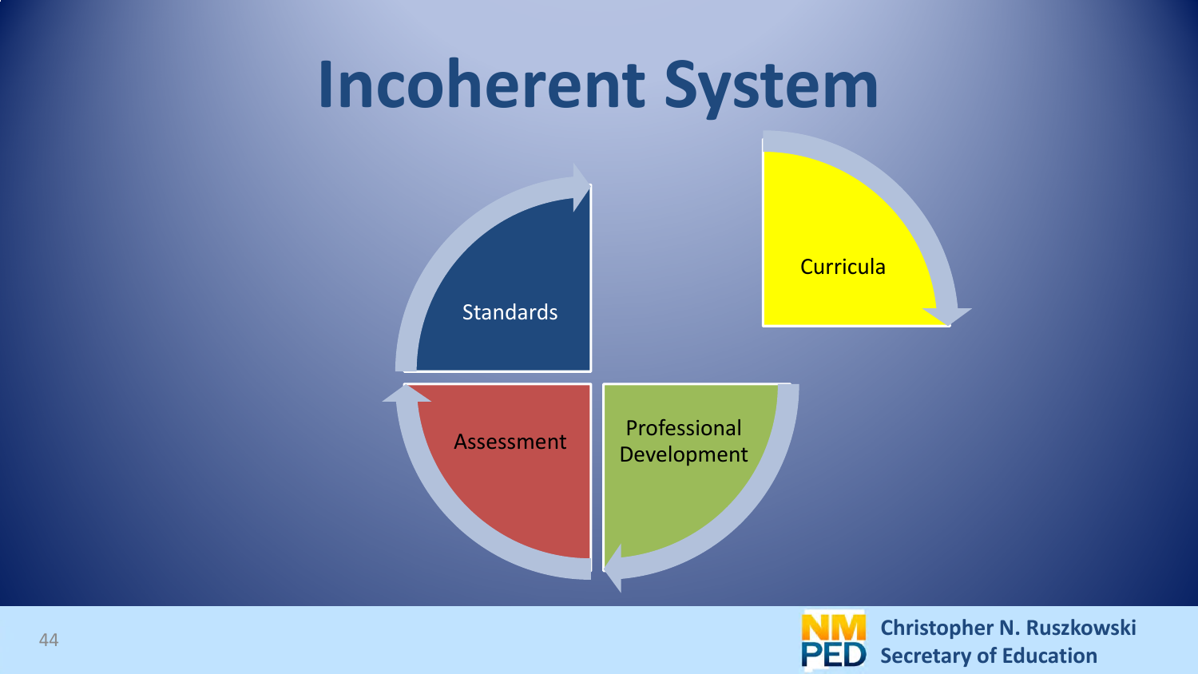# Incoherent System

Standards

Curricula

Assessment

Professional Development

Christopher N. Ruszkowski
Secretary of Education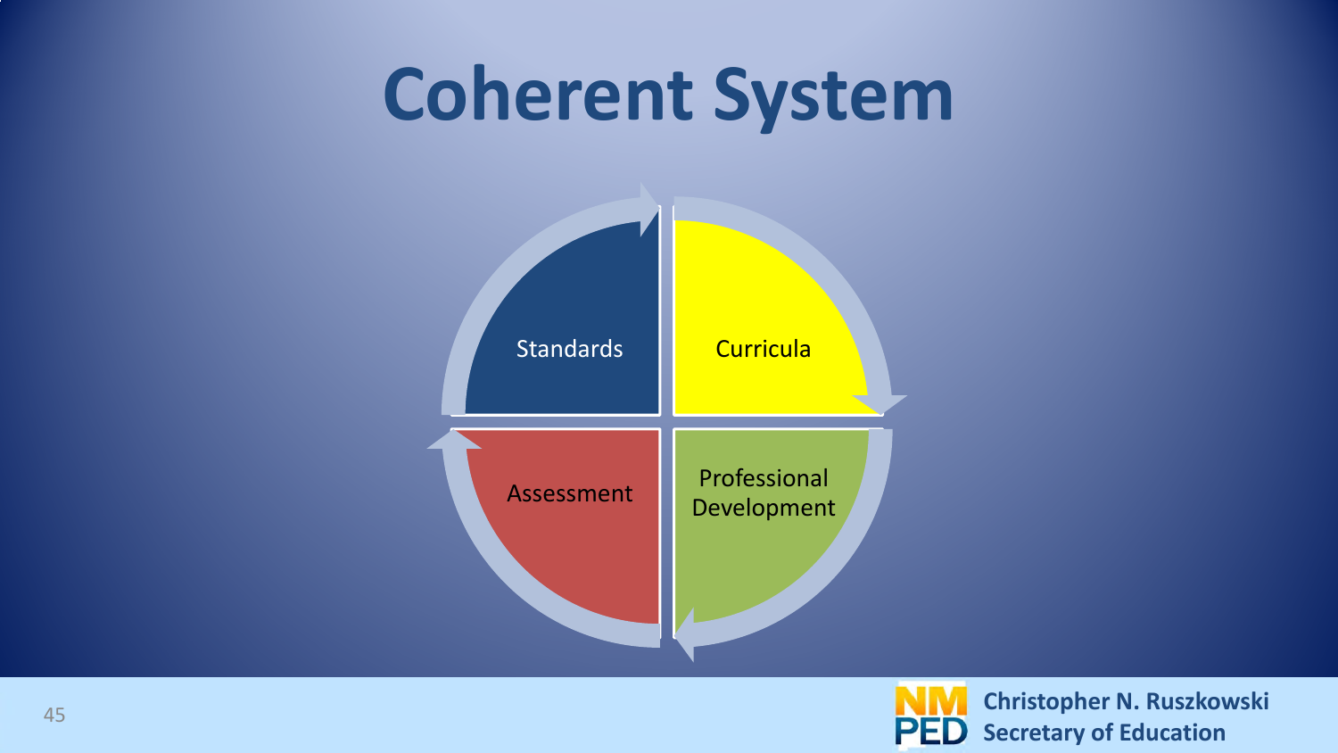# Coherent System

- Standards
- Curricula
- Professional Development
- Assessment

Christopher N. Ruszkowski
Secretary of Education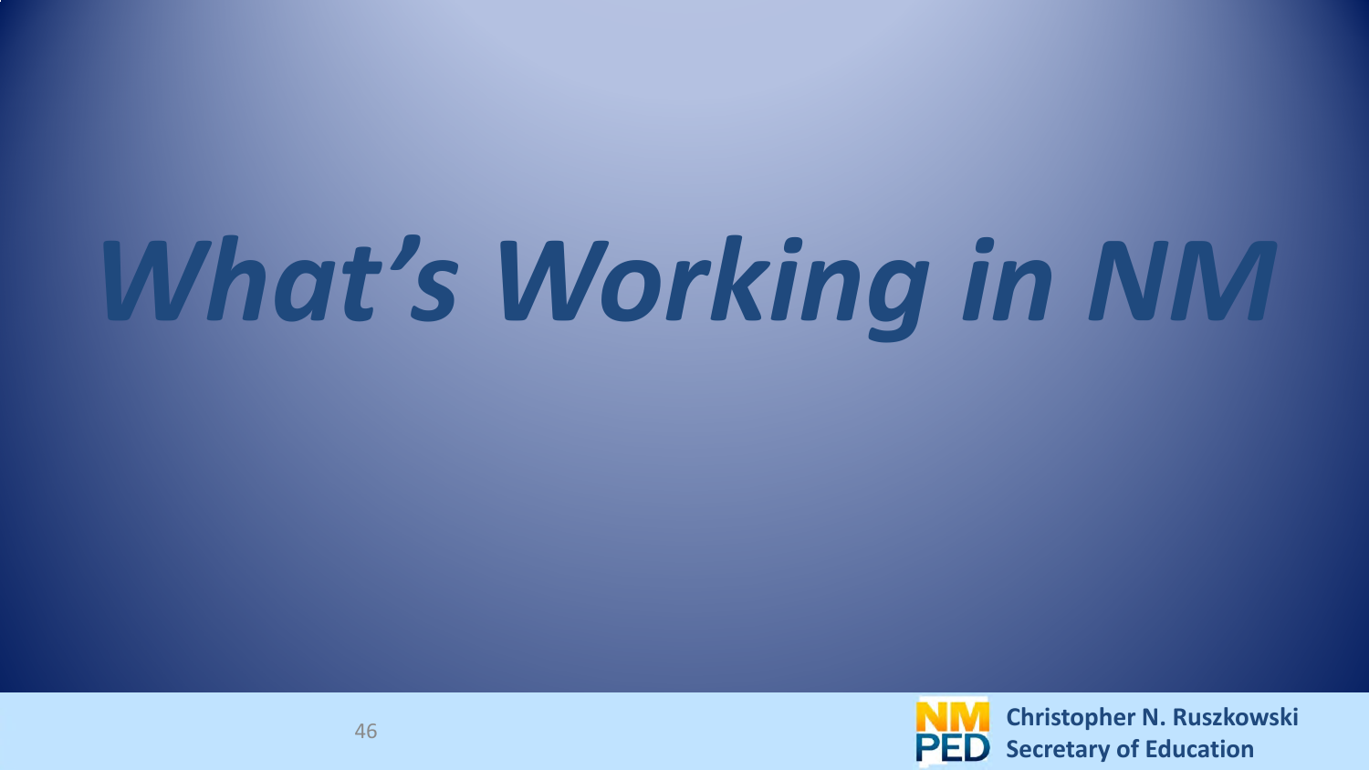# *What's Working in NM*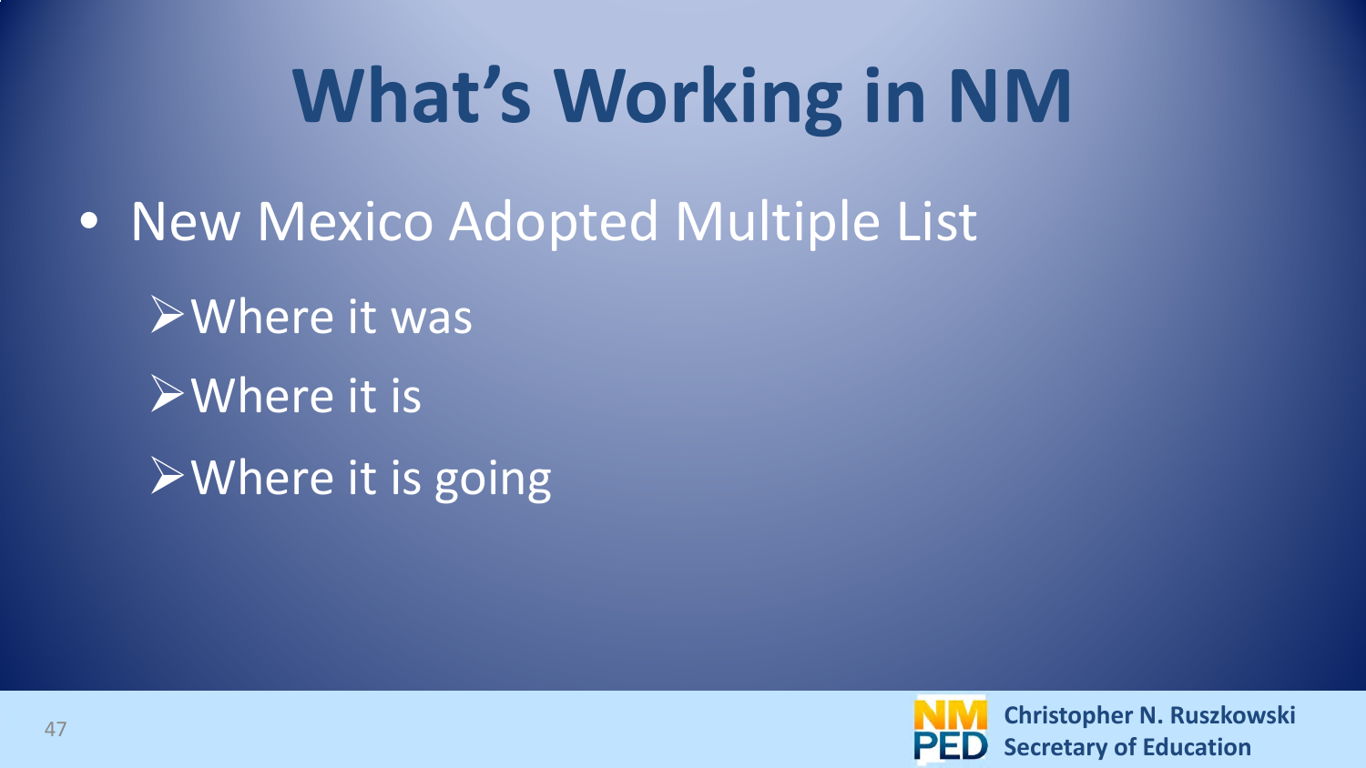# What's Working in NM

- New Mexico Adopted Multiple List
  - Where it was
  - Where it is
  - Where it is going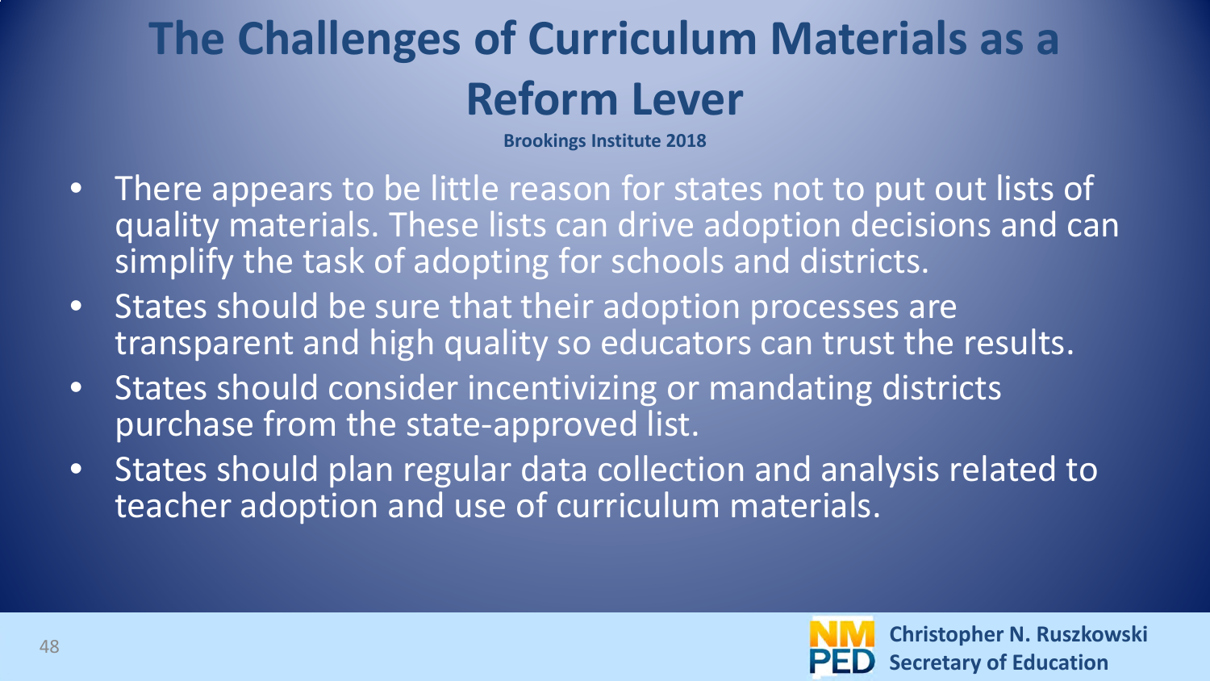# The Challenges of Curriculum Materials as a Reform Lever

**Brookings Institute 2018**

- There appears to be little reason for states not to put out lists of quality materials. These lists can drive adoption decisions and can simplify the task of adopting for schools and districts.
- States should be sure that their adoption processes are transparent and high quality so educators can trust the results.
- States should consider incentivizing or mandating districts purchase from the state-approved list.
- States should plan regular data collection and analysis related to teacher adoption and use of curriculum materials.

**Christopher N. Ruszkowski**
**Secretary of Education**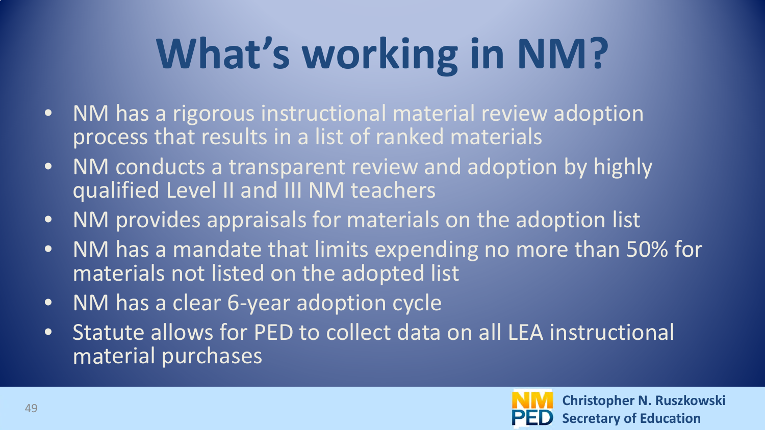# What's working in NM?

- NM has a rigorous instructional material review adoption process that results in a list of ranked materials
- NM conducts a transparent review and adoption by highly qualified Level II and III NM teachers
- NM provides appraisals for materials on the adoption list
- NM has a mandate that limits expending no more than 50% for materials not listed on the adopted list
- NM has a clear 6-year adoption cycle
- Statute allows for PED to collect data on all LEA instructional material purchases

NM PED

**Christopher N. Ruszkowski**
**Secretary of Education**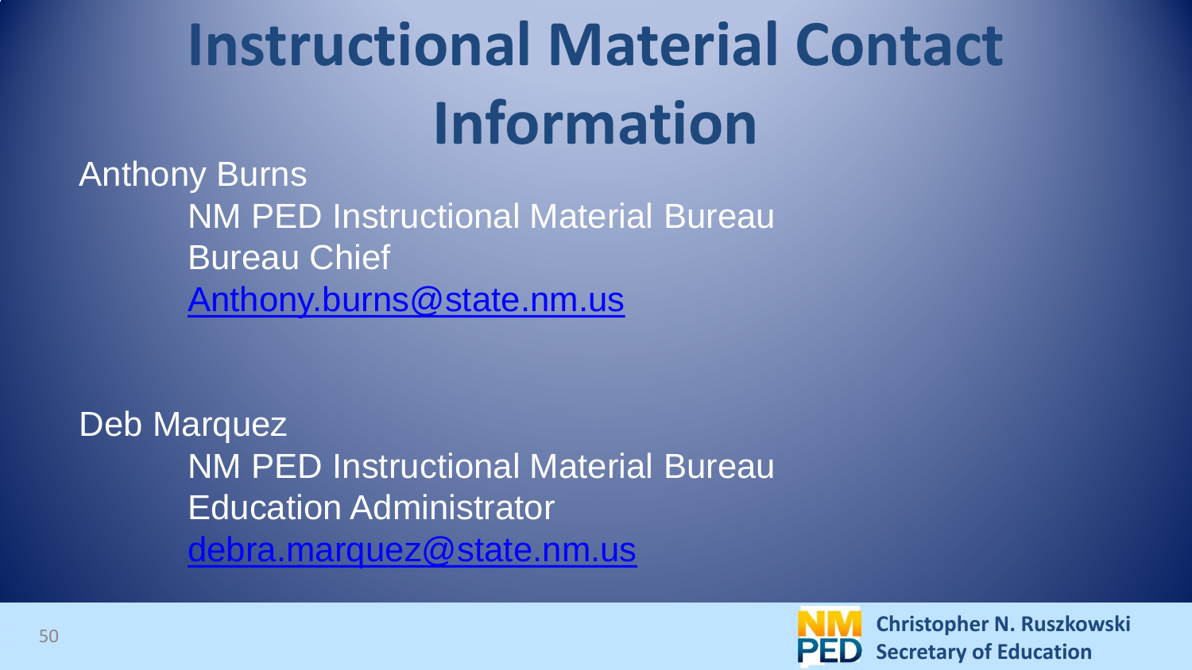# Instructional Material Contact Information

Anthony Burns

NM PED Instructional Material Bureau
Bureau Chief
Anthony.burns@state.nm.us

Deb Marquez

NM PED Instructional Material Bureau
Education Administrator
debra.marquez@state.nm.us

Christopher N. Ruszkowski
Secretary of Education